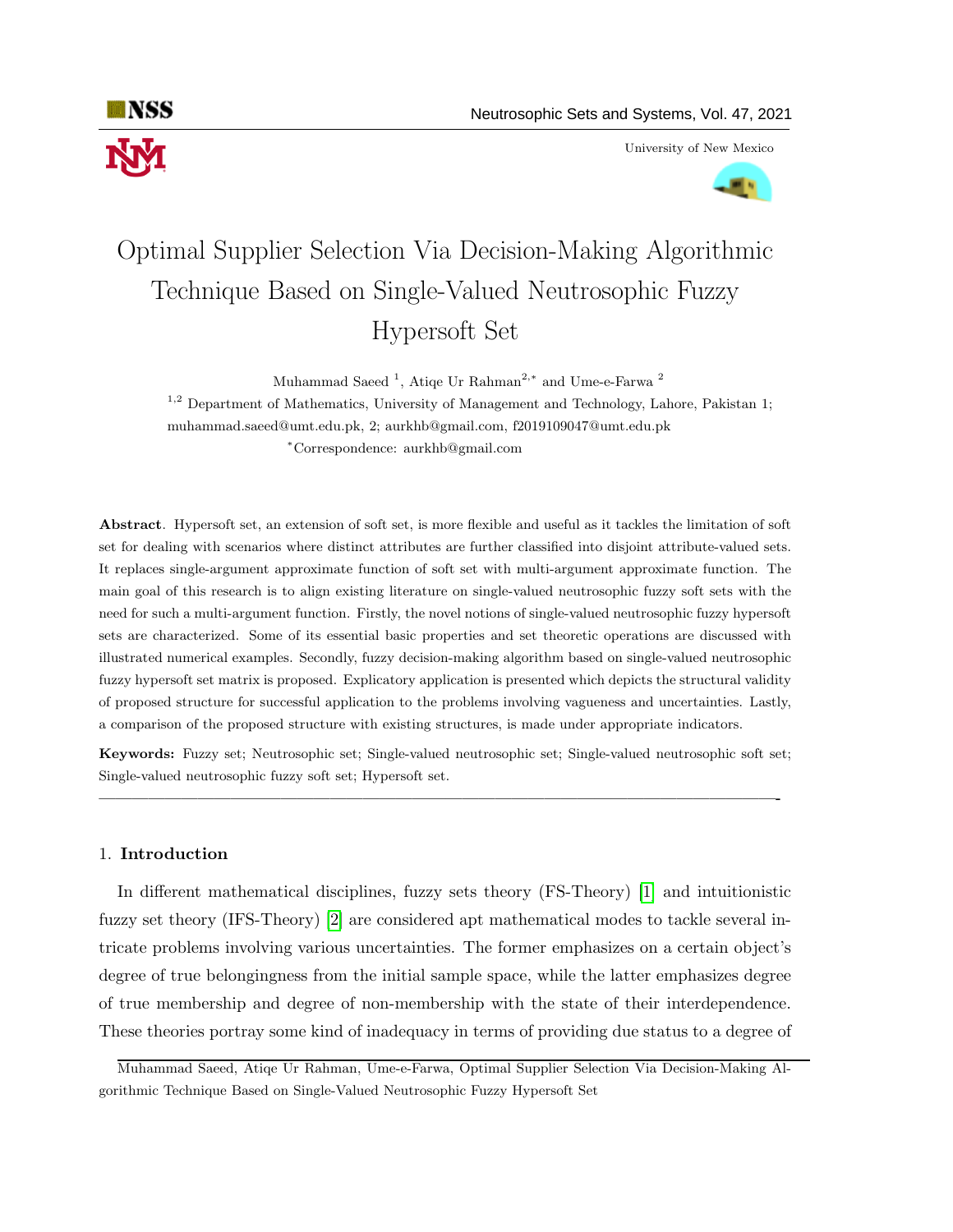# Optimal Supplier Selection Via Decision-Making Algorithmic Technique Based on Single-Valued Neutrosophic Fuzzy Hypersoft Set

Muhammad Saeed [1], Atiqe Ur Rahman[2,*] and Ume-e-Farwa [2]

[1,2] Department of Mathematics, University of Management and Technology, Lahore, Pakistan 1; muhammad.saeed@umt.edu.pk, 2; aurkhb@gmail.com, f2019109047@umt.edu.pk

*Correspondence: aurkhb@gmail.com

**Abstract**. Hypersoft set, an extension of soft set, is more flexible and useful as it tackles the limitation of soft set for dealing with scenarios where distinct attributes are further classified into disjoint attribute-valued sets. It replaces single-argument approximate function of soft set with multi-argument approximate function. The main goal of this research is to align existing literature on single-valued neutrosophic fuzzy soft sets with the need for such a multi-argument function. Firstly, the novel notions of single-valued neutrosophic fuzzy hypersoft sets are characterized. Some of its essential basic properties and set theoretic operations are discussed with illustrated numerical examples. Secondly, fuzzy decision-making algorithm based on single-valued neutrosophic fuzzy hypersoft set matrix is proposed. Explicatory application is presented which depicts the structural validity of proposed structure for successful application to the problems involving vagueness and uncertainties. Lastly, a comparison of the proposed structure with existing structures, is made under appropriate indicators.

**Keywords:** Fuzzy set; Neutrosophic set; Single-valued neutrosophic set; Single-valued neutrosophic soft set; Single-valued neutrosophic fuzzy soft set; Hypersoft set.

---

## 1. **Introduction**

In different mathematical disciplines, fuzzy sets theory (FS-Theory) [1] and intuitionistic fuzzy set theory (IFS-Theory) [2] are considered apt mathematical modes to tackle several intricate problems involving various uncertainties. The former emphasizes on a certain object's degree of true belongingness from the initial sample space, while the latter emphasizes degree of true membership and degree of non-membership with the state of their interdependence. These theories portray some kind of inadequacy in terms of providing due status to a degree of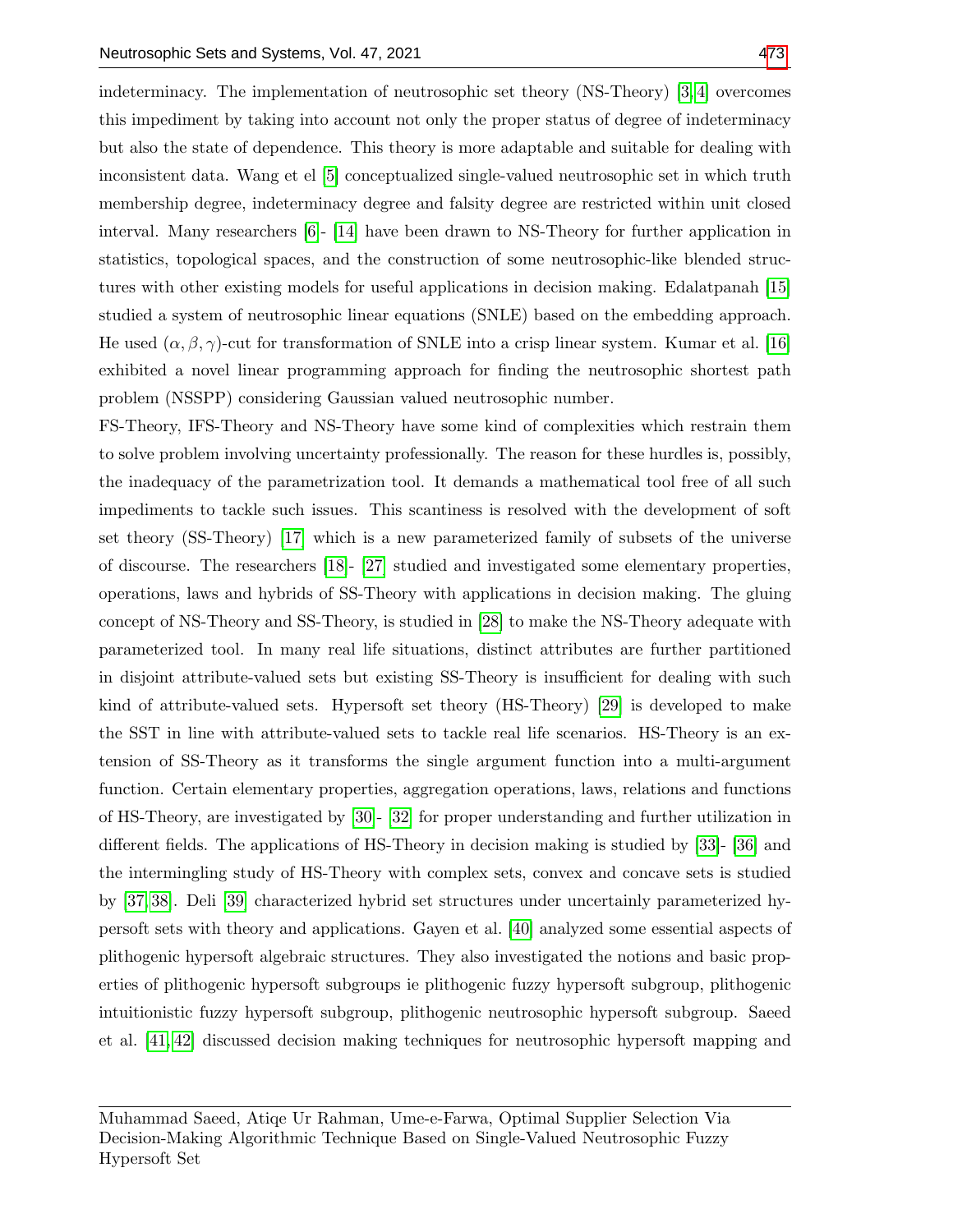indeterminacy. The implementation of neutrosophic set theory (NS-Theory) [3, 4] overcomes this impediment by taking into account not only the proper status of degree of indeterminacy but also the state of dependence. This theory is more adaptable and suitable for dealing with inconsistent data. Wang et el [5] conceptualized single-valued neutrosophic set in which truth membership degree, indeterminacy degree and falsity degree are restricted within unit closed interval. Many researchers [6]- [14] have been drawn to NS-Theory for further application in statistics, topological spaces, and the construction of some neutrosophic-like blended structures with other existing models for useful applications in decision making. Edalatpanah [15] studied a system of neutrosophic linear equations (SNLE) based on the embedding approach. He used $(\alpha, \beta, \gamma)$-cut for transformation of SNLE into a crisp linear system. Kumar et al. [16] exhibited a novel linear programming approach for finding the neutrosophic shortest path problem (NSSPP) considering Gaussian valued neutrosophic number.

FS-Theory, IFS-Theory and NS-Theory have some kind of complexities which restrain them to solve problem involving uncertainty professionally. The reason for these hurdles is, possibly, the inadequacy of the parametrization tool. It demands a mathematical tool free of all such impediments to tackle such issues. This scantiness is resolved with the development of soft set theory (SS-Theory) [17] which is a new parameterized family of subsets of the universe of discourse. The researchers [18]- [27] studied and investigated some elementary properties, operations, laws and hybrids of SS-Theory with applications in decision making. The gluing concept of NS-Theory and SS-Theory, is studied in [28] to make the NS-Theory adequate with parameterized tool. In many real life situations, distinct attributes are further partitioned in disjoint attribute-valued sets but existing SS-Theory is insufficient for dealing with such kind of attribute-valued sets. Hypersoft set theory (HS-Theory) [29] is developed to make the SST in line with attribute-valued sets to tackle real life scenarios. HS-Theory is an extension of SS-Theory as it transforms the single argument function into a multi-argument function. Certain elementary properties, aggregation operations, laws, relations and functions of HS-Theory, are investigated by [30]- [32] for proper understanding and further utilization in different fields. The applications of HS-Theory in decision making is studied by [33]- [36] and the intermingling study of HS-Theory with complex sets, convex and concave sets is studied by [37, 38]. Deli [39] characterized hybrid set structures under uncertainly parameterized hypersoft sets with theory and applications. Gayen et al. [40] analyzed some essential aspects of plithogenic hypersoft algebraic structures. They also investigated the notions and basic properties of plithogenic hypersoft subgroups ie plithogenic fuzzy hypersoft subgroup, plithogenic intuitionistic fuzzy hypersoft subgroup, plithogenic neutrosophic hypersoft subgroup. Saeed et al. [41, 42] discussed decision making techniques for neutrosophic hypersoft mapping and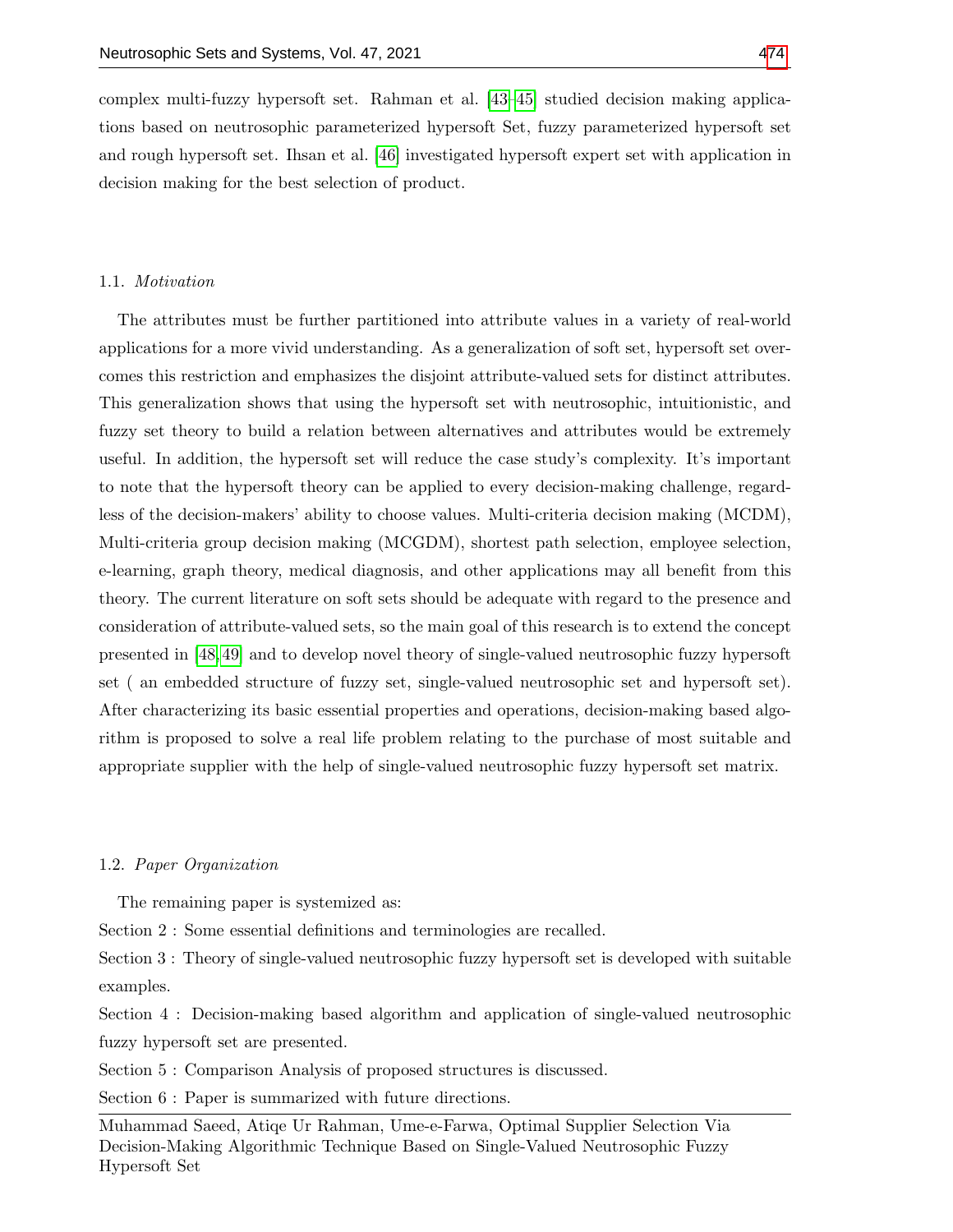complex multi-fuzzy hypersoft set. Rahman et al. [43–45] studied decision making applications based on neutrosophic parameterized hypersoft Set, fuzzy parameterized hypersoft set and rough hypersoft set. Ihsan et al. [46] investigated hypersoft expert set with application in decision making for the best selection of product.

### 1.1. *Motivation*

The attributes must be further partitioned into attribute values in a variety of real-world applications for a more vivid understanding. As a generalization of soft set, hypersoft set overcomes this restriction and emphasizes the disjoint attribute-valued sets for distinct attributes. This generalization shows that using the hypersoft set with neutrosophic, intuitionistic, and fuzzy set theory to build a relation between alternatives and attributes would be extremely useful. In addition, the hypersoft set will reduce the case study's complexity. It's important to note that the hypersoft theory can be applied to every decision-making challenge, regardless of the decision-makers' ability to choose values. Multi-criteria decision making (MCDM), Multi-criteria group decision making (MCGDM), shortest path selection, employee selection, e-learning, graph theory, medical diagnosis, and other applications may all benefit from this theory. The current literature on soft sets should be adequate with regard to the presence and consideration of attribute-valued sets, so the main goal of this research is to extend the concept presented in [48, 49] and to develop novel theory of single-valued neutrosophic fuzzy hypersoft set ( an embedded structure of fuzzy set, single-valued neutrosophic set and hypersoft set). After characterizing its basic essential properties and operations, decision-making based algorithm is proposed to solve a real life problem relating to the purchase of most suitable and appropriate supplier with the help of single-valued neutrosophic fuzzy hypersoft set matrix.

### 1.2. *Paper Organization*

The remaining paper is systemized as:

Section 2 : Some essential definitions and terminologies are recalled.

Section 3 : Theory of single-valued neutrosophic fuzzy hypersoft set is developed with suitable examples.

Section 4 : Decision-making based algorithm and application of single-valued neutrosophic fuzzy hypersoft set are presented.

Section 5 : Comparison Analysis of proposed structures is discussed.

Section 6 : Paper is summarized with future directions.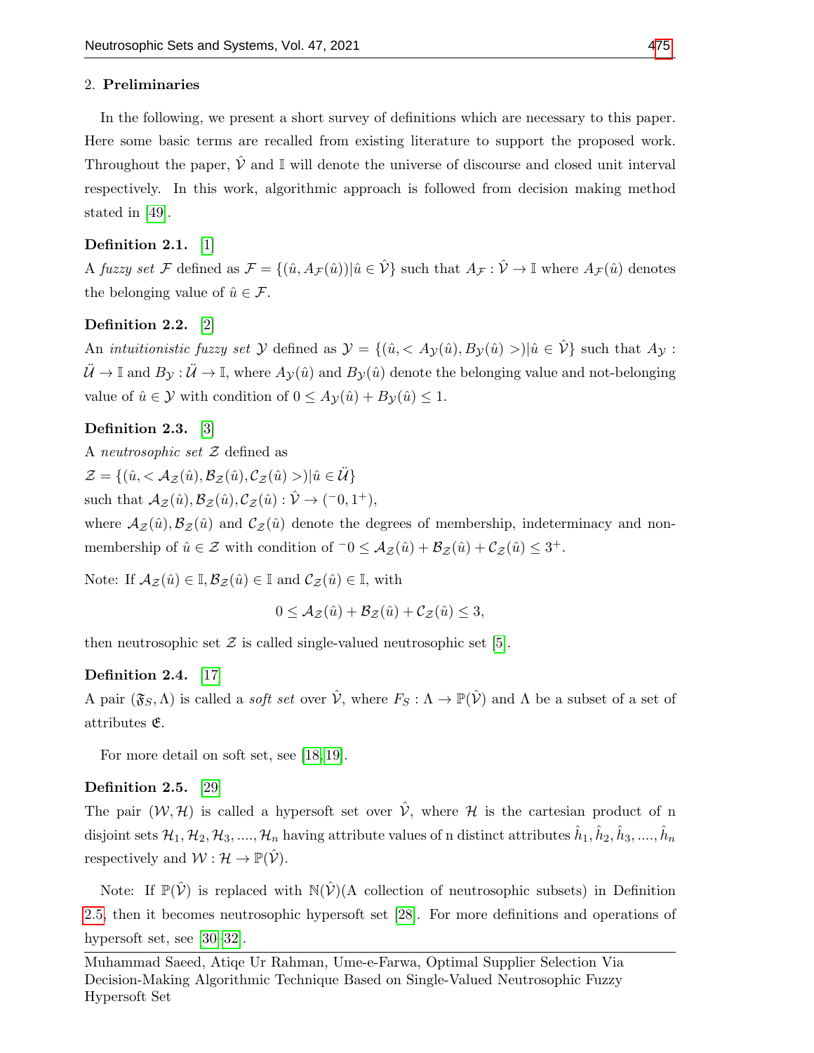## 2. Preliminaries

In the following, we present a short survey of definitions which are necessary to this paper. Here some basic terms are recalled from existing literature to support the proposed work. Throughout the paper, $\hat{\mathcal{V}}$ and $\mathbb{I}$ will denote the universe of discourse and closed unit interval respectively. In this work, algorithmic approach is followed from decision making method stated in [49].

**Definition 2.1.** [1]
A *fuzzy set* $\mathcal{F}$ defined as $\mathcal{F} = \{(\hat{u}, A_{\mathcal{F}}(\hat{u}))|\hat{u} \in \hat{\mathcal{V}}\}$ such that $A_{\mathcal{F}} : \hat{\mathcal{V}} \to \mathbb{I}$ where $A_{\mathcal{F}}(\hat{u})$ denotes the belonging value of $\hat{u} \in \mathcal{F}$.

**Definition 2.2.** [2]
An *intuitionistic fuzzy set* $\mathcal{Y}$ defined as $\mathcal{Y} = \{(\hat{u}, < A_{\mathcal{Y}}(\hat{u}), B_{\mathcal{Y}}(\hat{u}) >)|\hat{u} \in \hat{\mathcal{V}}\}$ such that $A_{\mathcal{Y}} : \ddot{\mathcal{U}} \to \mathbb{I}$ and $B_{\mathcal{Y}} : \ddot{\mathcal{U}} \to \mathbb{I}$, where $A_{\mathcal{Y}}(\hat{u})$ and $B_{\mathcal{Y}}(\hat{u})$ denote the belonging value and not-belonging value of $\hat{u} \in \mathcal{Y}$ with condition of $0 \leq A_{\mathcal{Y}}(\hat{u}) + B_{\mathcal{Y}}(\hat{u}) \leq 1$.

**Definition 2.3.** [3]
A *neutrosophic set* $\mathcal{Z}$ defined as
$\mathcal{Z} = \{(\hat{u}, < \mathcal{A}_{\mathcal{Z}}(\hat{u}), \mathcal{B}_{\mathcal{Z}}(\hat{u}), \mathcal{C}_{\mathcal{Z}}(\hat{u}) >)|\hat{u} \in \ddot{\mathcal{U}}\}$
such that $\mathcal{A}_{\mathcal{Z}}(\hat{u}), \mathcal{B}_{\mathcal{Z}}(\hat{u}), \mathcal{C}_{\mathcal{Z}}(\hat{u}) : \hat{\mathcal{V}} \to (^{-}0, 1^{+})$,
where $\mathcal{A}_{\mathcal{Z}}(\hat{u}), \mathcal{B}_{\mathcal{Z}}(\hat{u})$ and $\mathcal{C}_{\mathcal{Z}}(\hat{u})$ denote the degrees of membership, indeterminacy and non-membership of $\hat{u} \in \mathcal{Z}$ with condition of $^{-}0 \leq \mathcal{A}_{\mathcal{Z}}(\hat{u}) + \mathcal{B}_{\mathcal{Z}}(\hat{u}) + \mathcal{C}_{\mathcal{Z}}(\hat{u}) \leq 3^{+}$.

Note: If $\mathcal{A}_{\mathcal{Z}}(\hat{u}) \in \mathbb{I}, \mathcal{B}_{\mathcal{Z}}(\hat{u}) \in \mathbb{I}$ and $\mathcal{C}_{\mathcal{Z}}(\hat{u}) \in \mathbb{I}$, with

$$0 \leq \mathcal{A}_{\mathcal{Z}}(\hat{u}) + \mathcal{B}_{\mathcal{Z}}(\hat{u}) + \mathcal{C}_{\mathcal{Z}}(\hat{u}) \leq 3,$$

then neutrosophic set $\mathcal{Z}$ is called single-valued neutrosophic set [5].

**Definition 2.4.** [17]
A pair $(\mathfrak{F}_S, \Lambda)$ is called a *soft set* over $\hat{\mathcal{V}}$, where $F_S : \Lambda \to \mathbb{P}(\hat{\mathcal{V}})$ and $\Lambda$ be a subset of a set of attributes $\mathfrak{E}$.

For more detail on soft set, see [18, 19].

**Definition 2.5.** [29]
The pair $(\mathcal{W}, \mathcal{H})$ is called a hypersoft set over $\hat{\mathcal{V}}$, where $\mathcal{H}$ is the cartesian product of n disjoint sets $\mathcal{H}_1, \mathcal{H}_2, \mathcal{H}_3, ...., \mathcal{H}_n$ having attribute values of n distinct attributes $\hat{h}_1, \hat{h}_2, \hat{h}_3, ...., \hat{h}_n$ respectively and $\mathcal{W} : \mathcal{H} \to \mathbb{P}(\hat{\mathcal{V}})$.

Note: If $\mathbb{P}(\hat{\mathcal{V}})$ is replaced with $\mathbb{N}(\hat{\mathcal{V}})$(A collection of neutrosophic subsets) in Definition 2.5, then it becomes neutrosophic hypersoft set [28]. For more definitions and operations of hypersoft set, see [30–32].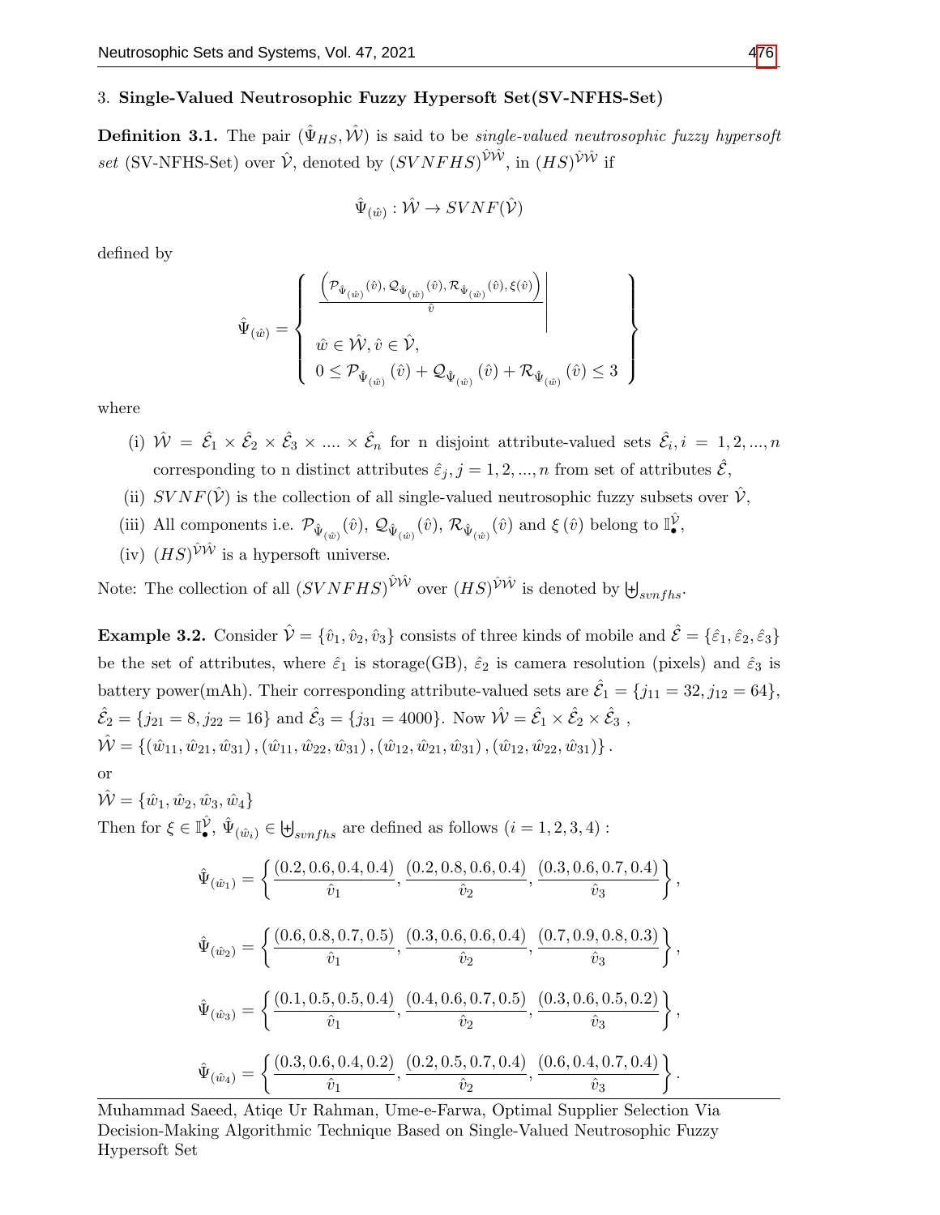## 3. Single-Valued Neutrosophic Fuzzy Hypersoft Set(SV-NFHS-Set)

**Definition 3.1.** The pair $(\hat{\Psi}_{HS}, \hat{\mathcal{W}})$ is said to be *single-valued neutrosophic fuzzy hypersoft set* (SV-NFHS-Set) over $\hat{\mathcal{V}}$, denoted by $(SVNFHS)^{\hat{\mathcal{V}}\hat{\mathcal{W}}}$, in $(HS)^{\hat{\mathcal{V}}\hat{\mathcal{W}}}$ if

$$\hat{\Psi}_{(\hat{w})} : \hat{\mathcal{W}} \to SVNF(\hat{\mathcal{V}})$$

defined by

$$\hat{\Psi}_{(\hat{w})} = \left\{ \begin{array}{l|} \frac{\left(\mathcal{P}_{\hat{\Psi}_{(\hat{w})}}(\hat{v}), \mathcal{Q}_{\hat{\Psi}_{(\hat{w})}}(\hat{v}), \mathcal{R}_{\hat{\Psi}_{(\hat{w})}}(\hat{v}), \xi(\hat{v})\right)}{\hat{v}} \\ \hat{w} \in \hat{\mathcal{W}}, \hat{v} \in \hat{\mathcal{V}}, \\ 0 \leq \mathcal{P}_{\hat{\Psi}_{(\hat{w})}}(\hat{v}) + \mathcal{Q}_{\hat{\Psi}_{(\hat{w})}}(\hat{v}) + \mathcal{R}_{\hat{\Psi}_{(\hat{w})}}(\hat{v}) \leq 3 \end{array} \right\}$$

where

(i) $\hat{\mathcal{W}} = \hat{\mathcal{E}}_1 \times \hat{\mathcal{E}}_2 \times \hat{\mathcal{E}}_3 \times .... \times \hat{\mathcal{E}}_n$ for n disjoint attribute-valued sets $\hat{\mathcal{E}}_i, i = 1, 2, ..., n$ corresponding to n distinct attributes $\hat{\varepsilon}_j, j = 1, 2, ..., n$ from set of attributes $\hat{\mathcal{E}}$,

(ii) $SVNF(\hat{\mathcal{V}})$ is the collection of all single-valued neutrosophic fuzzy subsets over $\hat{\mathcal{V}}$,

(iii) All components i.e. $\mathcal{P}_{\hat{\Psi}_{(\hat{w})}}(\hat{v})$, $\mathcal{Q}_{\hat{\Psi}_{(\hat{w})}}(\hat{v})$, $\mathcal{R}_{\hat{\Psi}_{(\hat{w})}}(\hat{v})$ and $\xi(\hat{v})$ belong to $\mathbb{I}_{\bullet}^{\hat{\mathcal{V}}}$,

(iv) $(HS)^{\hat{\mathcal{V}}\hat{\mathcal{W}}}$ is a hypersoft universe.

Note: The collection of all $(SVNFHS)^{\hat{\mathcal{V}}\hat{\mathcal{W}}}$ over $(HS)^{\hat{\mathcal{V}}\hat{\mathcal{W}}}$ is denoted by $\uplus_{svnfhs}$.

**Example 3.2.** Consider $\hat{\mathcal{V}} = \{\hat{v}_1, \hat{v}_2, \hat{v}_3\}$ consists of three kinds of mobile and $\hat{\mathcal{E}} = \{\hat{\varepsilon}_1, \hat{\varepsilon}_2, \hat{\varepsilon}_3\}$ be the set of attributes, where $\hat{\varepsilon}_1$ is storage(GB), $\hat{\varepsilon}_2$ is camera resolution (pixels) and $\hat{\varepsilon}_3$ is battery power(mAh). Their corresponding attribute-valued sets are $\hat{\mathcal{E}}_1 = \{j_{11} = 32, j_{12} = 64\}$, $\hat{\mathcal{E}}_2 = \{j_{21} = 8, j_{22} = 16\}$ and $\hat{\mathcal{E}}_3 = \{j_{31} = 4000\}$. Now $\hat{\mathcal{W}} = \hat{\mathcal{E}}_1 \times \hat{\mathcal{E}}_2 \times \hat{\mathcal{E}}_3$ ,
$\hat{\mathcal{W}} = \{(\hat{w}_{11}, \hat{w}_{21}, \hat{w}_{31}), (\hat{w}_{11}, \hat{w}_{22}, \hat{w}_{31}), (\hat{w}_{12}, \hat{w}_{21}, \hat{w}_{31}), (\hat{w}_{12}, \hat{w}_{22}, \hat{w}_{31})\}$.
or
$\hat{\mathcal{W}} = \{\hat{w}_1, \hat{w}_2, \hat{w}_3, \hat{w}_4\}$
Then for $\xi \in \mathbb{I}_{\bullet}^{\hat{\mathcal{V}}}$, $\hat{\Psi}_{(\hat{w}_i)} \in \uplus_{svnfhs}$ are defined as follows $(i = 1, 2, 3, 4)$ :

$$\hat{\Psi}_{(\hat{w}_1)} = \left\{ \frac{(0.2, 0.6, 0.4, 0.4)}{\hat{v}_1}, \frac{(0.2, 0.8, 0.6, 0.4)}{\hat{v}_2}, \frac{(0.3, 0.6, 0.7, 0.4)}{\hat{v}_3} \right\},$$

$$\hat{\Psi}_{(\hat{w}_2)} = \left\{ \frac{(0.6, 0.8, 0.7, 0.5)}{\hat{v}_1}, \frac{(0.3, 0.6, 0.6, 0.4)}{\hat{v}_2}, \frac{(0.7, 0.9, 0.8, 0.3)}{\hat{v}_3} \right\},$$

$$\hat{\Psi}_{(\hat{w}_3)} = \left\{ \frac{(0.1, 0.5, 0.5, 0.4)}{\hat{v}_1}, \frac{(0.4, 0.6, 0.7, 0.5)}{\hat{v}_2}, \frac{(0.3, 0.6, 0.5, 0.2)}{\hat{v}_3} \right\},$$

$$\hat{\Psi}_{(\hat{w}_4)} = \left\{ \frac{(0.3, 0.6, 0.4, 0.2)}{\hat{v}_1}, \frac{(0.2, 0.5, 0.7, 0.4)}{\hat{v}_2}, \frac{(0.6, 0.4, 0.7, 0.4)}{\hat{v}_3} \right\}.$$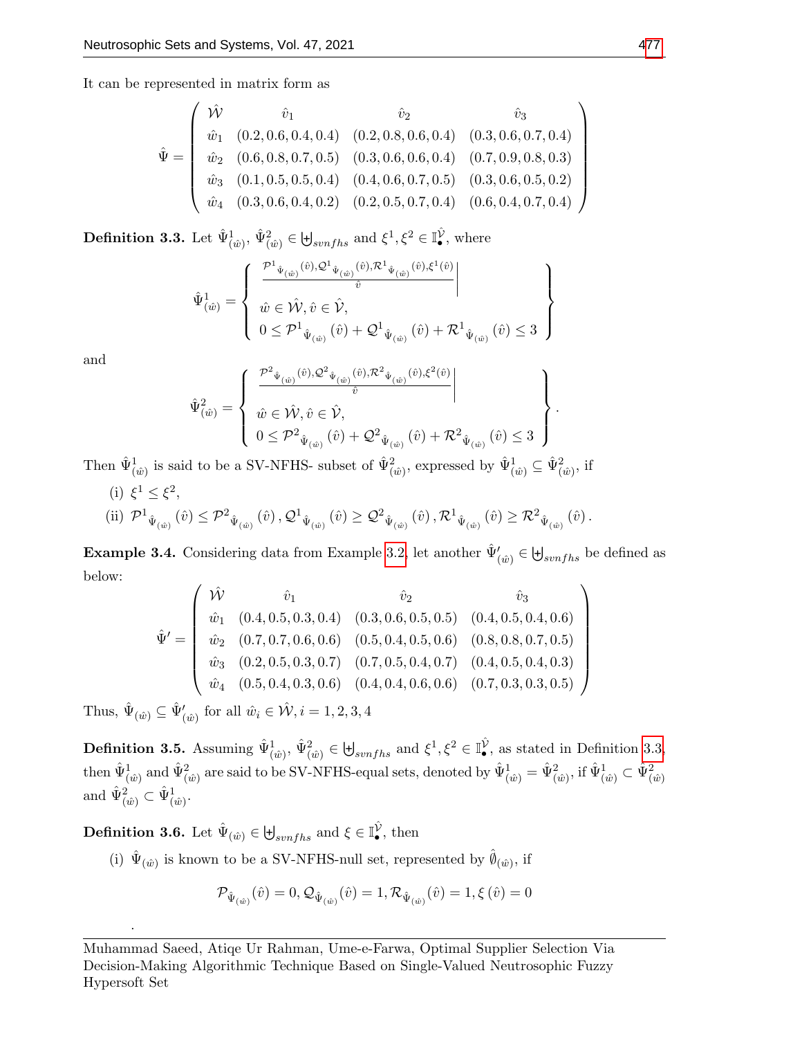It can be represented in matrix form as

$$\hat{\Psi} = \begin{pmatrix} \hat{\mathcal{W}} & \hat{v}_1 & \hat{v}_2 & \hat{v}_3 \\ \hat{w}_1 & (0.2, 0.6, 0.4, 0.4) & (0.2, 0.8, 0.6, 0.4) & (0.3, 0.6, 0.7, 0.4) \\ \hat{w}_2 & (0.6, 0.8, 0.7, 0.5) & (0.3, 0.6, 0.6, 0.4) & (0.7, 0.9, 0.8, 0.3) \\ \hat{w}_3 & (0.1, 0.5, 0.5, 0.4) & (0.4, 0.6, 0.7, 0.5) & (0.3, 0.6, 0.5, 0.2) \\ \hat{w}_4 & (0.3, 0.6, 0.4, 0.2) & (0.2, 0.5, 0.7, 0.4) & (0.6, 0.4, 0.7, 0.4) \end{pmatrix}$$

**Definition 3.3.** Let $\hat{\Psi}^1_{(\hat{w})}$, $\hat{\Psi}^2_{(\hat{w})} \in \uplus_{svnfhs}$ and $\xi^1, \xi^2 \in \mathbb{I}^{\hat{\mathcal{V}}}_{\bullet}$, where

$$\hat{\Psi}^1_{(\hat{w})} = \left\{ \begin{array}{l} \frac{\mathcal{P}^1{}_{\hat{\Psi}_{(\hat{w})}}(\hat{v}), \mathcal{Q}^1{}_{\hat{\Psi}_{(\hat{w})}}(\hat{v}), \mathcal{R}^1{}_{\hat{\Psi}_{(\hat{w})}}(\hat{v}), \xi^1(\hat{v})}{\hat{v}} \Bigg| \\ \hat{w} \in \hat{\mathcal{W}}, \hat{v} \in \hat{\mathcal{V}}, \\ 0 \le \mathcal{P}^1{}_{\hat{\Psi}_{(\hat{w})}}(\hat{v}) + \mathcal{Q}^1{}_{\hat{\Psi}_{(\hat{w})}}(\hat{v}) + \mathcal{R}^1{}_{\hat{\Psi}_{(\hat{w})}}(\hat{v}) \le 3 \end{array} \right\}$$

and

$$\hat{\Psi}^2_{(\hat{w})} = \left\{ \begin{array}{l} \frac{\mathcal{P}^2{}_{\hat{\Psi}_{(\hat{w})}}(\hat{v}), \mathcal{Q}^2{}_{\hat{\Psi}_{(\hat{w})}}(\hat{v}), \mathcal{R}^2{}_{\hat{\Psi}_{(\hat{w})}}(\hat{v}), \xi^2(\hat{v})}{\hat{v}} \Bigg| \\ \hat{w} \in \hat{\mathcal{W}}, \hat{v} \in \hat{\mathcal{V}}, \\ 0 \le \mathcal{P}^2{}_{\hat{\Psi}_{(\hat{w})}}(\hat{v}) + \mathcal{Q}^2{}_{\hat{\Psi}_{(\hat{w})}}(\hat{v}) + \mathcal{R}^2{}_{\hat{\Psi}_{(\hat{w})}}(\hat{v}) \le 3 \end{array} \right\}.$$

Then $\hat{\Psi}^1_{(\hat{w})}$ is said to be a SV-NFHS- subset of $\hat{\Psi}^2_{(\hat{w})}$, expressed by $\hat{\Psi}^1_{(\hat{w})} \subseteq \hat{\Psi}^2_{(\hat{w})}$, if

(i) $\xi^1 \le \xi^2$,

(ii) $\mathcal{P}^1{}_{\hat{\Psi}_{(\hat{w})}}(\hat{v}) \le \mathcal{P}^2{}_{\hat{\Psi}_{(\hat{w})}}(\hat{v}), \mathcal{Q}^1{}_{\hat{\Psi}_{(\hat{w})}}(\hat{v}) \ge \mathcal{Q}^2{}_{\hat{\Psi}_{(\hat{w})}}(\hat{v}), \mathcal{R}^1{}_{\hat{\Psi}_{(\hat{w})}}(\hat{v}) \ge \mathcal{R}^2{}_{\hat{\Psi}_{(\hat{w})}}(\hat{v})$.

**Example 3.4.** Considering data from Example 3.2, let another $\hat{\Psi}'_{(\hat{w})} \in \uplus_{svnfhs}$ be defined as below:

$$\hat{\Psi}' = \begin{pmatrix} \hat{\mathcal{W}} & \hat{v}_1 & \hat{v}_2 & \hat{v}_3 \\ \hat{w}_1 & (0.4, 0.5, 0.3, 0.4) & (0.3, 0.6, 0.5, 0.5) & (0.4, 0.5, 0.4, 0.6) \\ \hat{w}_2 & (0.7, 0.7, 0.6, 0.6) & (0.5, 0.4, 0.5, 0.6) & (0.8, 0.8, 0.7, 0.5) \\ \hat{w}_3 & (0.2, 0.5, 0.3, 0.7) & (0.7, 0.5, 0.4, 0.7) & (0.4, 0.5, 0.4, 0.3) \\ \hat{w}_4 & (0.5, 0.4, 0.3, 0.6) & (0.4, 0.4, 0.6, 0.6) & (0.7, 0.3, 0.3, 0.5) \end{pmatrix}$$

Thus, $\hat{\Psi}_{(\hat{w})} \subseteq \hat{\Psi}'_{(\hat{w})}$ for all $\hat{w}_i \in \hat{\mathcal{W}}, i = 1, 2, 3, 4$

**Definition 3.5.** Assuming $\hat{\Psi}^1_{(\hat{w})}$, $\hat{\Psi}^2_{(\hat{w})} \in \uplus_{svnfhs}$ and $\xi^1, \xi^2 \in \mathbb{I}^{\hat{\mathcal{V}}}_{\bullet}$, as stated in Definition 3.3, then $\hat{\Psi}^1_{(\hat{w})}$ and $\hat{\Psi}^2_{(\hat{w})}$ are said to be SV-NFHS-equal sets, denoted by $\hat{\Psi}^1_{(\hat{w})} = \hat{\Psi}^2_{(\hat{w})}$, if $\hat{\Psi}^1_{(\hat{w})} \subset \hat{\Psi}^2_{(\hat{w})}$ and $\hat{\Psi}^2_{(\hat{w})} \subset \hat{\Psi}^1_{(\hat{w})}$.

**Definition 3.6.** Let $\hat{\Psi}_{(\hat{w})} \in \uplus_{svnfhs}$ and $\xi \in \mathbb{I}^{\hat{\mathcal{V}}}_{\bullet}$, then

(i) $\hat{\Psi}_{(\hat{w})}$ is known to be a SV-NFHS-null set, represented by $\hat{\emptyset}_{(\hat{w})}$, if

$$\mathcal{P}_{\hat{\Psi}_{(\hat{w})}}(\hat{v}) = 0, \mathcal{Q}_{\hat{\Psi}_{(\hat{w})}}(\hat{v}) = 1, \mathcal{R}_{\hat{\Psi}_{(\hat{w})}}(\hat{v}) = 1, \xi(\hat{v}) = 0$$

.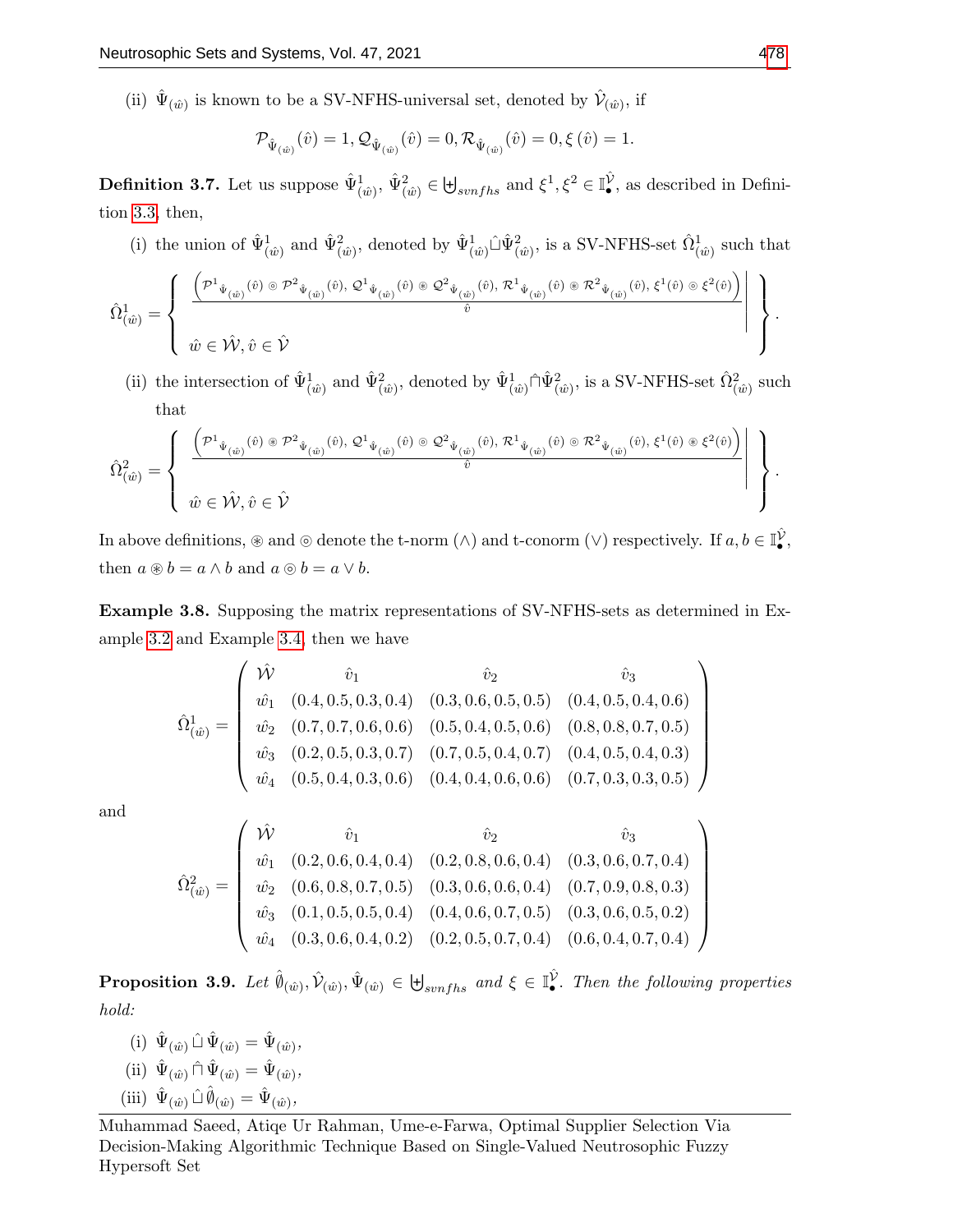(ii) $\hat{\Psi}_{(\hat{w})}$ is known to be a SV-NFHS-universal set, denoted by $\hat{\mathcal{V}}_{(\hat{w})}$, if

$$\mathcal{P}_{\hat{\Psi}_{(\hat{w})}}(\hat{v}) = 1, \mathcal{Q}_{\hat{\Psi}_{(\hat{w})}}(\hat{v}) = 0, \mathcal{R}_{\hat{\Psi}_{(\hat{w})}}(\hat{v}) = 0, \xi(\hat{v}) = 1.$$

**Definition 3.7.** Let us suppose $\hat{\Psi}^1_{(\hat{w})}$, $\hat{\Psi}^2_{(\hat{w})} \in \biguplus_{svnfhs}$ and $\xi^1, \xi^2 \in \mathbb{I}^{\hat{\mathcal{V}}}_{\bullet}$, as described in Definition 3.3, then,

(i) the union of $\hat{\Psi}^1_{(\hat{w})}$ and $\hat{\Psi}^2_{(\hat{w})}$, denoted by $\hat{\Psi}^1_{(\hat{w})} \hat{\sqcup} \hat{\Psi}^2_{(\hat{w})}$, is a SV-NFHS-set $\hat{\Omega}^1_{(\hat{w})}$ such that

$$\hat{\Omega}^1_{(\hat{w})} = \left\{ \begin{array}{c|} \dfrac{\left(\mathcal{P}^1_{\hat{\Psi}_{(\hat{w})}}(\hat{v}) \circledcirc \mathcal{P}^2_{\hat{\Psi}_{(\hat{w})}}(\hat{v}),\, \mathcal{Q}^1_{\hat{\Psi}_{(\hat{w})}}(\hat{v}) \circledast \mathcal{Q}^2_{\hat{\Psi}_{(\hat{w})}}(\hat{v}),\, \mathcal{R}^1_{\hat{\Psi}_{(\hat{w})}}(\hat{v}) \circledast \mathcal{R}^2_{\hat{\Psi}_{(\hat{w})}}(\hat{v}),\, \xi^1(\hat{v}) \circledcirc \xi^2(\hat{v})\right)}{\hat{v}} \\ \hat{w} \in \hat{\mathcal{W}}, \hat{v} \in \hat{\mathcal{V}} \end{array} \right\}.$$

(ii) the intersection of $\hat{\Psi}^1_{(\hat{w})}$ and $\hat{\Psi}^2_{(\hat{w})}$, denoted by $\hat{\Psi}^1_{(\hat{w})} \hat{\sqcap} \hat{\Psi}^2_{(\hat{w})}$, is a SV-NFHS-set $\hat{\Omega}^2_{(\hat{w})}$ such that

$$\hat{\Omega}^2_{(\hat{w})} = \left\{ \begin{array}{c|} \dfrac{\left(\mathcal{P}^1_{\hat{\Psi}_{(\hat{w})}}(\hat{v}) \circledast \mathcal{P}^2_{\hat{\Psi}_{(\hat{w})}}(\hat{v}),\, \mathcal{Q}^1_{\hat{\Psi}_{(\hat{w})}}(\hat{v}) \circledcirc \mathcal{Q}^2_{\hat{\Psi}_{(\hat{w})}}(\hat{v}),\, \mathcal{R}^1_{\hat{\Psi}_{(\hat{w})}}(\hat{v}) \circledcirc \mathcal{R}^2_{\hat{\Psi}_{(\hat{w})}}(\hat{v}),\, \xi^1(\hat{v}) \circledast \xi^2(\hat{v})\right)}{\hat{v}} \\ \hat{w} \in \hat{\mathcal{W}}, \hat{v} \in \hat{\mathcal{V}} \end{array} \right\}.$$

In above definitions, $\circledast$ and $\circledcirc$ denote the t-norm $(\wedge)$ and t-conorm $(\vee)$ respectively. If $a, b \in \mathbb{I}^{\hat{\mathcal{V}}}_{\bullet}$, then $a \circledast b = a \wedge b$ and $a \circledcirc b = a \vee b$.

**Example 3.8.** Supposing the matrix representations of SV-NFHS-sets as determined in Example 3.2 and Example 3.4, then we have

$$\hat{\Omega}^1_{(\hat{w})} = \begin{pmatrix} \hat{\mathcal{W}} & \hat{v}_1 & \hat{v}_2 & \hat{v}_3 \\ \hat{w}_1 & (0.4, 0.5, 0.3, 0.4) & (0.3, 0.6, 0.5, 0.5) & (0.4, 0.5, 0.4, 0.6) \\ \hat{w}_2 & (0.7, 0.7, 0.6, 0.6) & (0.5, 0.4, 0.5, 0.6) & (0.8, 0.8, 0.7, 0.5) \\ \hat{w}_3 & (0.2, 0.5, 0.3, 0.7) & (0.7, 0.5, 0.4, 0.7) & (0.4, 0.5, 0.4, 0.3) \\ \hat{w}_4 & (0.5, 0.4, 0.3, 0.6) & (0.4, 0.4, 0.6, 0.6) & (0.7, 0.3, 0.3, 0.5) \end{pmatrix}$$

and

$$\hat{\Omega}^2_{(\hat{w})} = \begin{pmatrix} \hat{\mathcal{W}} & \hat{v}_1 & \hat{v}_2 & \hat{v}_3 \\ \hat{w}_1 & (0.2, 0.6, 0.4, 0.4) & (0.2, 0.8, 0.6, 0.4) & (0.3, 0.6, 0.7, 0.4) \\ \hat{w}_2 & (0.6, 0.8, 0.7, 0.5) & (0.3, 0.6, 0.6, 0.4) & (0.7, 0.9, 0.8, 0.3) \\ \hat{w}_3 & (0.1, 0.5, 0.5, 0.4) & (0.4, 0.6, 0.7, 0.5) & (0.3, 0.6, 0.5, 0.2) \\ \hat{w}_4 & (0.3, 0.6, 0.4, 0.2) & (0.2, 0.5, 0.7, 0.4) & (0.6, 0.4, 0.7, 0.4) \end{pmatrix}$$

**Proposition 3.9.** *Let $\hat{\emptyset}_{(\hat{w})}, \hat{\mathcal{V}}_{(\hat{w})}, \hat{\Psi}_{(\hat{w})} \in \biguplus_{svnfhs}$ and $\xi \in \mathbb{I}^{\hat{\mathcal{V}}}_{\bullet}$. Then the following properties hold:*

(i) $\hat{\Psi}_{(\hat{w})} \,\hat{\sqcup}\, \hat{\Psi}_{(\hat{w})} = \hat{\Psi}_{(\hat{w})}$,

(ii) $\hat{\Psi}_{(\hat{w})} \,\hat{\sqcap}\, \hat{\Psi}_{(\hat{w})} = \hat{\Psi}_{(\hat{w})}$,

(iii) $\hat{\Psi}_{(\hat{w})} \,\hat{\sqcup}\, \hat{\emptyset}_{(\hat{w})} = \hat{\Psi}_{(\hat{w})}$,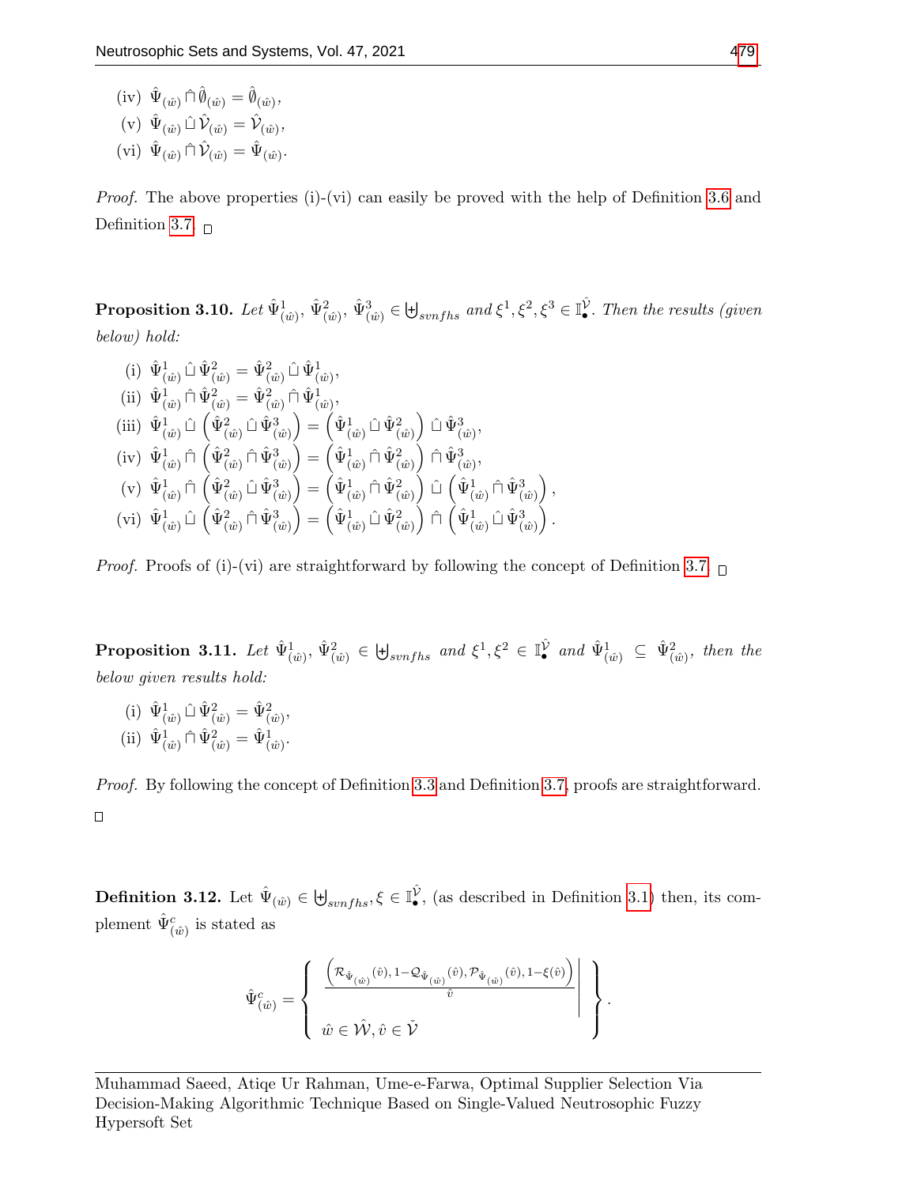(iv) $\hat{\Psi}_{(\hat{w})} \hat{\cap} \hat{\emptyset}_{(\hat{w})} = \hat{\emptyset}_{(\hat{w})}$,
(v) $\hat{\Psi}_{(\hat{w})} \hat{\cup} \hat{\mathcal{V}}_{(\hat{w})} = \hat{\mathcal{V}}_{(\hat{w})}$,
(vi) $\hat{\Psi}_{(\hat{w})} \hat{\cap} \hat{\mathcal{V}}_{(\hat{w})} = \hat{\Psi}_{(\hat{w})}$.

*Proof.* The above properties (i)-(vi) can easily be proved with the help of Definition 3.6 and Definition 3.7. □

**Proposition 3.10.** *Let $\hat{\Psi}^1_{(\hat{w})}$, $\hat{\Psi}^2_{(\hat{w})}$, $\hat{\Psi}^3_{(\hat{w})} \in \uplus_{svnfhs}$ and $\xi^1, \xi^2, \xi^3 \in \mathbb{I}_\bullet^{\hat{\mathcal{V}}}$. Then the results (given below) hold:*

(i) $\hat{\Psi}^1_{(\hat{w})} \hat{\cup} \hat{\Psi}^2_{(\hat{w})} = \hat{\Psi}^2_{(\hat{w})} \hat{\cup} \hat{\Psi}^1_{(\hat{w})}$,
(ii) $\hat{\Psi}^1_{(\hat{w})} \hat{\cap} \hat{\Psi}^2_{(\hat{w})} = \hat{\Psi}^2_{(\hat{w})} \hat{\cap} \hat{\Psi}^1_{(\hat{w})}$,
(iii) $\hat{\Psi}^1_{(\hat{w})} \hat{\cup} \left(\hat{\Psi}^2_{(\hat{w})} \hat{\cup} \hat{\Psi}^3_{(\hat{w})}\right) = \left(\hat{\Psi}^1_{(\hat{w})} \hat{\cup} \hat{\Psi}^2_{(\hat{w})}\right) \hat{\cup} \hat{\Psi}^3_{(\hat{w})}$,
(iv) $\hat{\Psi}^1_{(\hat{w})} \hat{\cap} \left(\hat{\Psi}^2_{(\hat{w})} \hat{\cap} \hat{\Psi}^3_{(\hat{w})}\right) = \left(\hat{\Psi}^1_{(\hat{w})} \hat{\cap} \hat{\Psi}^2_{(\hat{w})}\right) \hat{\cap} \hat{\Psi}^3_{(\hat{w})}$,
(v) $\hat{\Psi}^1_{(\hat{w})} \hat{\cap} \left(\hat{\Psi}^2_{(\hat{w})} \hat{\cup} \hat{\Psi}^3_{(\hat{w})}\right) = \left(\hat{\Psi}^1_{(\hat{w})} \hat{\cap} \hat{\Psi}^2_{(\hat{w})}\right) \hat{\cup} \left(\hat{\Psi}^1_{(\hat{w})} \hat{\cap} \hat{\Psi}^3_{(\hat{w})}\right)$,
(vi) $\hat{\Psi}^1_{(\hat{w})} \hat{\cup} \left(\hat{\Psi}^2_{(\hat{w})} \hat{\cap} \hat{\Psi}^3_{(\hat{w})}\right) = \left(\hat{\Psi}^1_{(\hat{w})} \hat{\cup} \hat{\Psi}^2_{(\hat{w})}\right) \hat{\cap} \left(\hat{\Psi}^1_{(\hat{w})} \hat{\cup} \hat{\Psi}^3_{(\hat{w})}\right)$.

*Proof.* Proofs of (i)-(vi) are straightforward by following the concept of Definition 3.7. □

**Proposition 3.11.** *Let $\hat{\Psi}^1_{(\hat{w})}$, $\hat{\Psi}^2_{(\hat{w})} \in \uplus_{svnfhs}$ and $\xi^1, \xi^2 \in \mathbb{I}_\bullet^{\hat{\mathcal{V}}}$ and $\hat{\Psi}^1_{(\hat{w})} \subseteq \hat{\Psi}^2_{(\hat{w})}$, then the below given results hold:*

(i) $\hat{\Psi}^1_{(\hat{w})} \hat{\cup} \hat{\Psi}^2_{(\hat{w})} = \hat{\Psi}^2_{(\hat{w})}$,
(ii) $\hat{\Psi}^1_{(\hat{w})} \hat{\cap} \hat{\Psi}^2_{(\hat{w})} = \hat{\Psi}^1_{(\hat{w})}$.

*Proof.* By following the concept of Definition 3.3 and Definition 3.7, proofs are straightforward. □

**Definition 3.12.** Let $\hat{\Psi}_{(\hat{w})} \in \uplus_{svnfhs}, \xi \in \mathbb{I}_\bullet^{\hat{\mathcal{V}}}$, (as described in Definition 3.1) then, its complement $\hat{\Psi}^c_{(\hat{w})}$ is stated as

$$\hat{\Psi}^c_{(\hat{w})} = \left\{ \left. \frac{\left(\mathcal{R}_{\hat{\Psi}_{(\hat{w})}}(\hat{v}), 1-\mathcal{Q}_{\hat{\Psi}_{(\hat{w})}}(\hat{v}), \mathcal{P}_{\hat{\Psi}_{(\hat{w})}}(\hat{v}), 1-\xi(\hat{v})\right)}{\hat{v}} \right| \begin{array}{c} \\ \hat{w} \in \hat{\mathcal{W}}, \hat{v} \in \check{\mathcal{V}} \end{array} \right\}.$$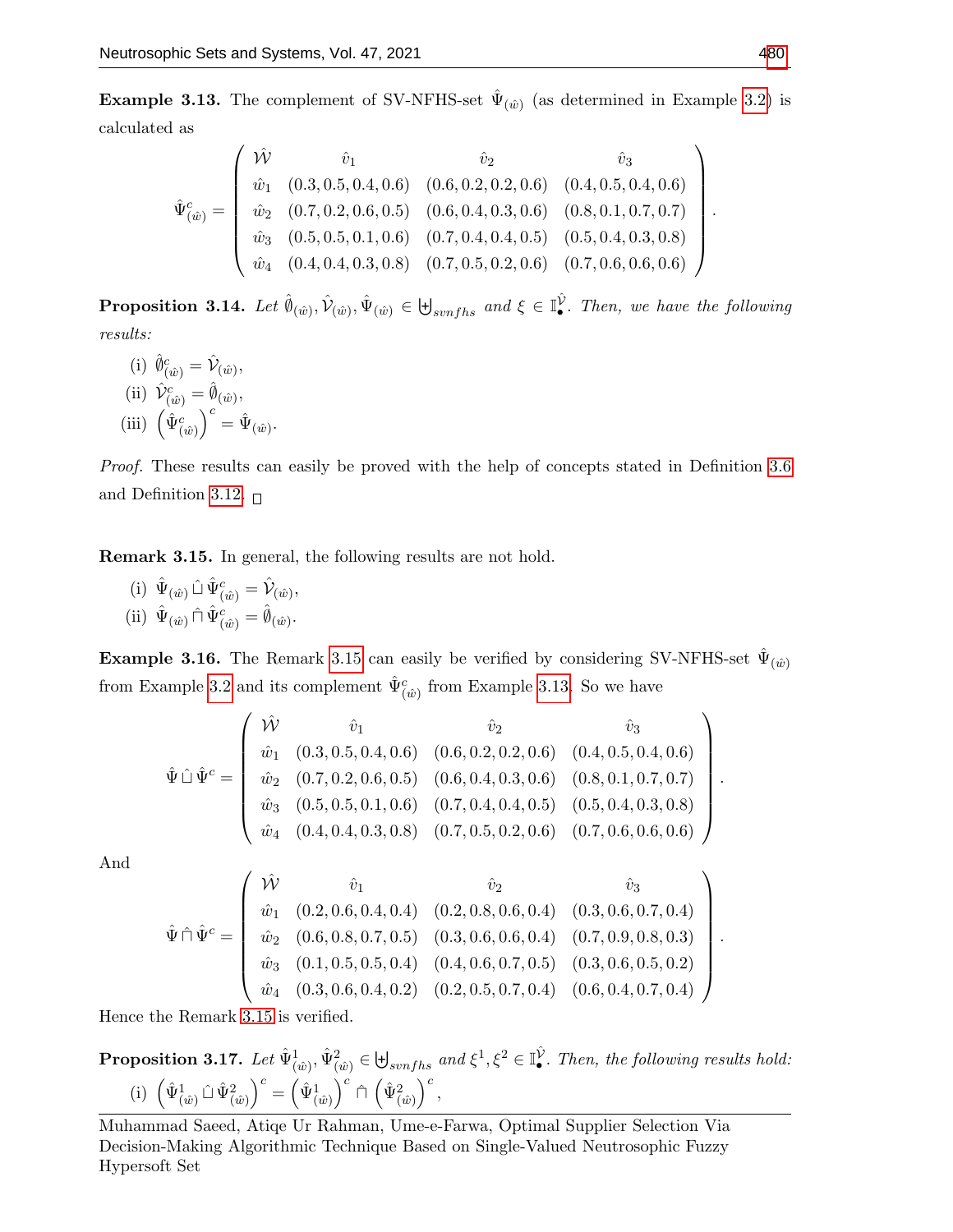**Example 3.13.** The complement of SV-NFHS-set $\hat{\Psi}_{(\hat{w})}$ (as determined in Example 3.2) is calculated as

$$\hat{\Psi}^c_{(\hat{w})} = \begin{pmatrix} \hat{\mathcal{W}} & \hat{v}_1 & \hat{v}_2 & \hat{v}_3 \\ \hat{w}_1 & (0.3, 0.5, 0.4, 0.6) & (0.6, 0.2, 0.2, 0.6) & (0.4, 0.5, 0.4, 0.6) \\ \hat{w}_2 & (0.7, 0.2, 0.6, 0.5) & (0.6, 0.4, 0.3, 0.6) & (0.8, 0.1, 0.7, 0.7) \\ \hat{w}_3 & (0.5, 0.5, 0.1, 0.6) & (0.7, 0.4, 0.4, 0.5) & (0.5, 0.4, 0.3, 0.8) \\ \hat{w}_4 & (0.4, 0.4, 0.3, 0.8) & (0.7, 0.5, 0.2, 0.6) & (0.7, 0.6, 0.6, 0.6) \end{pmatrix}.$$

**Proposition 3.14.** *Let $\hat{\emptyset}_{(\hat{w})}, \hat{\mathcal{V}}_{(\hat{w})}, \hat{\Psi}_{(\hat{w})} \in \biguplus_{svnfhs}$ and $\xi \in \mathbb{I}_{\bullet}^{\hat{\mathcal{V}}}$. Then, we have the following results:*

(i) $\hat{\emptyset}^c_{(\hat{w})} = \hat{\mathcal{V}}_{(\hat{w})}$,

(ii) $\hat{\mathcal{V}}^c_{(\hat{w})} = \hat{\emptyset}_{(\hat{w})}$,

(iii) $\left(\hat{\Psi}^c_{(\hat{w})}\right)^c = \hat{\Psi}_{(\hat{w})}$.

*Proof.* These results can easily be proved with the help of concepts stated in Definition 3.6 and Definition 3.12. □

**Remark 3.15.** In general, the following results are not hold.

(i) $\hat{\Psi}_{(\hat{w})} \hat{\cup} \hat{\Psi}^c_{(\hat{w})} = \hat{\mathcal{V}}_{(\hat{w})}$,

(ii) $\hat{\Psi}_{(\hat{w})} \hat{\cap} \hat{\Psi}^c_{(\hat{w})} = \hat{\emptyset}_{(\hat{w})}$.

**Example 3.16.** The Remark 3.15 can easily be verified by considering SV-NFHS-set $\hat{\Psi}_{(\hat{w})}$ from Example 3.2 and its complement $\hat{\Psi}^c_{(\hat{w})}$ from Example 3.13. So we have

$$\hat{\Psi} \hat{\cup} \hat{\Psi}^c = \begin{pmatrix} \hat{\mathcal{W}} & \hat{v}_1 & \hat{v}_2 & \hat{v}_3 \\ \hat{w}_1 & (0.3, 0.5, 0.4, 0.6) & (0.6, 0.2, 0.2, 0.6) & (0.4, 0.5, 0.4, 0.6) \\ \hat{w}_2 & (0.7, 0.2, 0.6, 0.5) & (0.6, 0.4, 0.3, 0.6) & (0.8, 0.1, 0.7, 0.7) \\ \hat{w}_3 & (0.5, 0.5, 0.1, 0.6) & (0.7, 0.4, 0.4, 0.5) & (0.5, 0.4, 0.3, 0.8) \\ \hat{w}_4 & (0.4, 0.4, 0.3, 0.8) & (0.7, 0.5, 0.2, 0.6) & (0.7, 0.6, 0.6, 0.6) \end{pmatrix}.$$

And

$$\hat{\Psi} \hat{\cap} \hat{\Psi}^c = \begin{pmatrix} \hat{\mathcal{W}} & \hat{v}_1 & \hat{v}_2 & \hat{v}_3 \\ \hat{w}_1 & (0.2, 0.6, 0.4, 0.4) & (0.2, 0.8, 0.6, 0.4) & (0.3, 0.6, 0.7, 0.4) \\ \hat{w}_2 & (0.6, 0.8, 0.7, 0.5) & (0.3, 0.6, 0.6, 0.4) & (0.7, 0.9, 0.8, 0.3) \\ \hat{w}_3 & (0.1, 0.5, 0.5, 0.4) & (0.4, 0.6, 0.7, 0.5) & (0.3, 0.6, 0.5, 0.2) \\ \hat{w}_4 & (0.3, 0.6, 0.4, 0.2) & (0.2, 0.5, 0.7, 0.4) & (0.6, 0.4, 0.7, 0.4) \end{pmatrix}.$$

Hence the Remark 3.15 is verified.

**Proposition 3.17.** *Let $\hat{\Psi}^1_{(\hat{w})}, \hat{\Psi}^2_{(\hat{w})} \in \biguplus_{svnfhs}$ and $\xi^1, \xi^2 \in \mathbb{I}_{\bullet}^{\hat{\mathcal{V}}}$. Then, the following results hold:*

(i) $\left(\hat{\Psi}^1_{(\hat{w})} \hat{\cup} \hat{\Psi}^2_{(\hat{w})}\right)^c = \left(\hat{\Psi}^1_{(\hat{w})}\right)^c \hat{\cap} \left(\hat{\Psi}^2_{(\hat{w})}\right)^c$,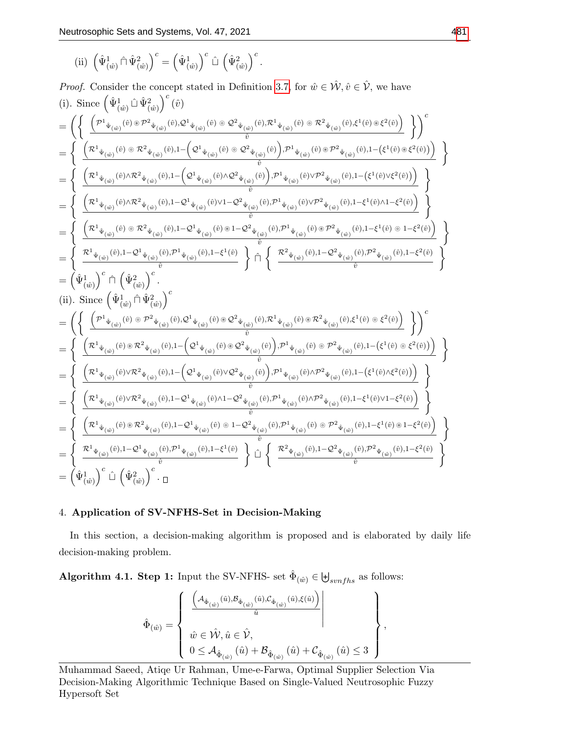(ii) $\left(\hat{\Psi}^1_{(\hat{w})} \hat{\cap} \hat{\Psi}^2_{(\hat{w})}\right)^c = \left(\hat{\Psi}^1_{(\hat{w})}\right)^c \hat{\cup} \left(\hat{\Psi}^2_{(\hat{w})}\right)^c$.

*Proof.* Consider the concept stated in Definition 3.7, for $\hat{w} \in \hat{\mathcal{W}}, \hat{v} \in \hat{\mathcal{V}}$, we have

(i). Since $\left(\hat{\Psi}^1_{(\hat{w})} \hat{\cup} \hat{\Psi}^2_{(\hat{w})}\right)^c (\hat{v})$

$$= \left(\left\{ \frac{\left(\mathcal{P}^1{}_{\hat{\Psi}_{(\hat{w})}}(\hat{v}) \circledast \mathcal{P}^2{}_{\hat{\Psi}_{(\hat{w})}}(\hat{v}), \mathcal{Q}^1{}_{\hat{\Psi}_{(\hat{w})}}(\hat{v}) \circledcirc \mathcal{Q}^2{}_{\hat{\Psi}_{(\hat{w})}}(\hat{v}), \mathcal{R}^1{}_{\hat{\Psi}_{(\hat{w})}}(\hat{v}) \circledcirc \mathcal{R}^2{}_{\hat{\Psi}_{(\hat{w})}}(\hat{v}), \xi^1(\hat{v}) \circledast \xi^2(\hat{v})\right)}{\hat{v}} \right\}\right)^c$$

$$= \left\{ \frac{\left(\mathcal{R}^1{}_{\hat{\Psi}_{(\hat{w})}}(\hat{v}) \circledcirc \mathcal{R}^2{}_{\hat{\Psi}_{(\hat{w})}}(\hat{v}), 1-\left(\mathcal{Q}^1{}_{\hat{\Psi}_{(\hat{w})}}(\hat{v}) \circledcirc \mathcal{Q}^2{}_{\hat{\Psi}_{(\hat{w})}}(\hat{v})\right), \mathcal{P}^1{}_{\hat{\Psi}_{(\hat{w})}}(\hat{v}) \circledast \mathcal{P}^2{}_{\hat{\Psi}_{(\hat{w})}}(\hat{v}), 1-\left(\xi^1(\hat{v}) \circledast \xi^2(\hat{v})\right)\right)}{\hat{v}} \right\}$$

$$= \left\{ \frac{\left(\mathcal{R}^1{}_{\hat{\Psi}_{(\hat{w})}}(\hat{v}) \wedge \mathcal{R}^2{}_{\hat{\Psi}_{(\hat{w})}}(\hat{v}), 1-\left(\mathcal{Q}^1{}_{\hat{\Psi}_{(\hat{w})}}(\hat{v}) \wedge \mathcal{Q}^2{}_{\hat{\Psi}_{(\hat{w})}}(\hat{v})\right), \mathcal{P}^1{}_{\hat{\Psi}_{(\hat{w})}}(\hat{v}) \vee \mathcal{P}^2{}_{\hat{\Psi}_{(\hat{w})}}(\hat{v}), 1-\left(\xi^1(\hat{v}) \vee \xi^2(\hat{v})\right)\right)}{\hat{v}} \right\}$$

$$= \left\{ \frac{\left(\mathcal{R}^1{}_{\hat{\Psi}_{(\hat{w})}}(\hat{v}) \wedge \mathcal{R}^2{}_{\hat{\Psi}_{(\hat{w})}}(\hat{v}), 1-\mathcal{Q}^1{}_{\hat{\Psi}_{(\hat{w})}}(\hat{v}) \vee 1-\mathcal{Q}^2{}_{\hat{\Psi}_{(\hat{w})}}(\hat{v}), \mathcal{P}^1{}_{\hat{\Psi}_{(\hat{w})}}(\hat{v}) \vee \mathcal{P}^2{}_{\hat{\Psi}_{(\hat{w})}}(\hat{v}), 1-\xi^1(\hat{v}) \wedge 1-\xi^2(\hat{v})\right)}{\hat{v}} \right\}$$

$$= \left\{ \frac{\left(\mathcal{R}^1{}_{\hat{\Psi}_{(\hat{w})}}(\hat{v}) \circledcirc \mathcal{R}^2{}_{\hat{\Psi}_{(\hat{w})}}(\hat{v}), 1-\mathcal{Q}^1{}_{\hat{\Psi}_{(\hat{w})}}(\hat{v}) \circledast 1-\mathcal{Q}^2{}_{\hat{\Psi}_{(\hat{w})}}(\hat{v}), \mathcal{P}^1{}_{\hat{\Psi}_{(\hat{w})}}(\hat{v}) \circledast \mathcal{P}^2{}_{\hat{\Psi}_{(\hat{w})}}(\hat{v}), 1-\xi^1(\hat{v}) \circledcirc 1-\xi^2(\hat{v})\right)}{\hat{v}} \right\}$$

$$= \left\{ \frac{\mathcal{R}^1{}_{\hat{\Psi}_{(\hat{w})}}(\hat{v}), 1-\mathcal{Q}^1{}_{\hat{\Psi}_{(\hat{w})}}(\hat{v}), \mathcal{P}^1{}_{\hat{\Psi}_{(\hat{w})}}(\hat{v}), 1-\xi^1(\hat{v})}{\hat{v}} \right\} \hat{\cap} \left\{ \frac{\mathcal{R}^2{}_{\hat{\Psi}_{(\hat{w})}}(\hat{v}), 1-\mathcal{Q}^2{}_{\hat{\Psi}_{(\hat{w})}}(\hat{v}), \mathcal{P}^2{}_{\hat{\Psi}_{(\hat{w})}}(\hat{v}), 1-\xi^2(\hat{v})}{\hat{v}} \right\}$$

$$= \left(\hat{\Psi}^1_{(\hat{w})}\right)^c \hat{\cap} \left(\hat{\Psi}^2_{(\hat{w})}\right)^c.$$

(ii). Since $\left(\hat{\Psi}^1_{(\hat{w})} \hat{\cap} \hat{\Psi}^2_{(\hat{w})}\right)^c$

$$= \left(\left\{ \frac{\left(\mathcal{P}^1{}_{\hat{\Psi}_{(\hat{w})}}(\hat{v}) \circledcirc \mathcal{P}^2{}_{\hat{\Psi}_{(\hat{w})}}(\hat{v}), \mathcal{Q}^1{}_{\hat{\Psi}_{(\hat{w})}}(\hat{v}) \circledast \mathcal{Q}^2{}_{\hat{\Psi}_{(\hat{w})}}(\hat{v}), \mathcal{R}^1{}_{\hat{\Psi}_{(\hat{w})}}(\hat{v}) \circledast \mathcal{R}^2{}_{\hat{\Psi}_{(\hat{w})}}(\hat{v}), \xi^1(\hat{v}) \circledcirc \xi^2(\hat{v})\right)}{\hat{v}} \right\}\right)^c$$

$$= \left\{ \frac{\left(\mathcal{R}^1{}_{\hat{\Psi}_{(\hat{w})}}(\hat{v}) \circledast \mathcal{R}^2{}_{\hat{\Psi}_{(\hat{w})}}(\hat{v}), 1-\left(\mathcal{Q}^1{}_{\hat{\Psi}_{(\hat{w})}}(\hat{v}) \circledast \mathcal{Q}^2{}_{\hat{\Psi}_{(\hat{w})}}(\hat{v})\right), \mathcal{P}^1{}_{\hat{\Psi}_{(\hat{w})}}(\hat{v}) \circledcirc \mathcal{P}^2{}_{\hat{\Psi}_{(\hat{w})}}(\hat{v}), 1-\left(\xi^1(\hat{v}) \circledcirc \xi^2(\hat{v})\right)\right)}{\hat{v}} \right\}$$

$$= \left\{ \frac{\left(\mathcal{R}^1{}_{\Psi_{(\hat{w})}}(\hat{v}) \vee \mathcal{R}^2{}_{\Psi_{(\hat{w})}}(\hat{v}), 1-\left(\mathcal{Q}^1{}_{\Psi_{(\hat{w})}}(\hat{v}) \vee \mathcal{Q}^2{}_{\Psi_{(\hat{w})}}(\hat{v})\right), \mathcal{P}^1{}_{\Psi_{(\hat{w})}}(\hat{v}) \wedge \mathcal{P}^2{}_{\hat{\Psi}_{(\hat{w})}}(\hat{v}), 1-\left(\xi^1(\hat{v}) \wedge \xi^2(\hat{v})\right)\right)}{\hat{v}} \right\}$$

$$= \left\{ \frac{\left(\mathcal{R}^1{}_{\Psi_{(\hat{w})}}(\hat{v}) \vee \mathcal{R}^2{}_{\hat{\Psi}_{(\hat{w})}}(\hat{v}), 1-\mathcal{Q}^1{}_{\hat{\Psi}_{(\hat{w})}}(\hat{v}) \wedge 1-\mathcal{Q}^2{}_{\hat{\Psi}_{(\hat{w})}}(\hat{v}), \mathcal{P}^1{}_{\hat{\Psi}_{(\hat{w})}}(\hat{v}) \wedge \mathcal{P}^2{}_{\hat{\Psi}_{(\hat{w})}}(\hat{v}), 1-\xi^1(\hat{v}) \vee 1-\xi^2(\hat{v})\right)}{\hat{v}} \right\}$$

$$= \left\{ \frac{\left(\mathcal{R}^1{}_{\hat{\Psi}_{(\hat{w})}}(\hat{v}) \circledast \mathcal{R}^2{}_{\hat{\Psi}_{(\hat{w})}}(\hat{v}), 1-\mathcal{Q}^1{}_{\hat{\Psi}_{(\hat{w})}}(\hat{v}) \circledcirc 1-\mathcal{Q}^2{}_{\hat{\Psi}_{(\hat{w})}}(\hat{v}), \mathcal{P}^1{}_{\hat{\Psi}_{(\hat{w})}}(\hat{v}) \circledcirc \mathcal{P}^2{}_{\hat{\Psi}_{(\hat{w})}}(\hat{v}), 1-\xi^1(\hat{v}) \circledast 1-\xi^2(\hat{v})\right)}{\hat{v}} \right\}$$

$$= \left\{ \frac{\mathcal{R}^1{}_{\Psi_{(\hat{w})}}(\hat{v}), 1-\mathcal{Q}^1{}_{\Psi_{(\hat{w})}}(\hat{v}), \mathcal{P}^1{}_{\Psi_{(\hat{w})}}(\hat{v}), 1-\xi^1(\hat{v})}{\hat{v}} \right\} \hat{\cup} \left\{ \frac{\mathcal{R}^2{}_{\hat{\Psi}_{(\hat{w})}}(\hat{v}), 1-\mathcal{Q}^2{}_{\hat{\Psi}_{(\hat{w})}}(\hat{v}), \mathcal{P}^2{}_{\hat{\Psi}_{(\hat{w})}}(\hat{v}), 1-\xi^2(\hat{v})}{\hat{v}} \right\}$$

$$= \left(\hat{\Psi}^1_{(\hat{w})}\right)^c \hat{\cup} \left(\hat{\Psi}^2_{(\hat{w})}\right)^c. \ \square$$

## 4. Application of SV-NFHS-Set in Decision-Making

In this section, a decision-making algorithm is proposed and is elaborated by daily life decision-making problem.

**Algorithm 4.1. Step 1:** Input the SV-NFHS- set $\hat{\Phi}_{(\hat{w})} \in \biguplus_{svnfhs}$ as follows:

$$\hat{\Phi}_{(\hat{w})} = \left\{ \begin{array}{l|} \frac{\left(\mathcal{A}_{\hat{\Phi}_{(\hat{w})}}(\hat{u}), \mathcal{B}_{\hat{\Phi}_{(\hat{w})}}(\hat{u}), \mathcal{C}_{\hat{\Phi}_{(\hat{w})}}(\hat{u}), \xi(\hat{u})\right)}{\hat{u}} \\ \hat{w} \in \hat{\mathcal{W}}, \hat{u} \in \hat{\mathcal{V}}, \\ 0 \leq \mathcal{A}_{\hat{\Phi}_{(\hat{w})}}(\hat{u}) + \mathcal{B}_{\hat{\Phi}_{(\hat{w})}}(\hat{u}) + \mathcal{C}_{\hat{\Phi}_{(\hat{w})}}(\hat{u}) \leq 3 \end{array} \right\},$$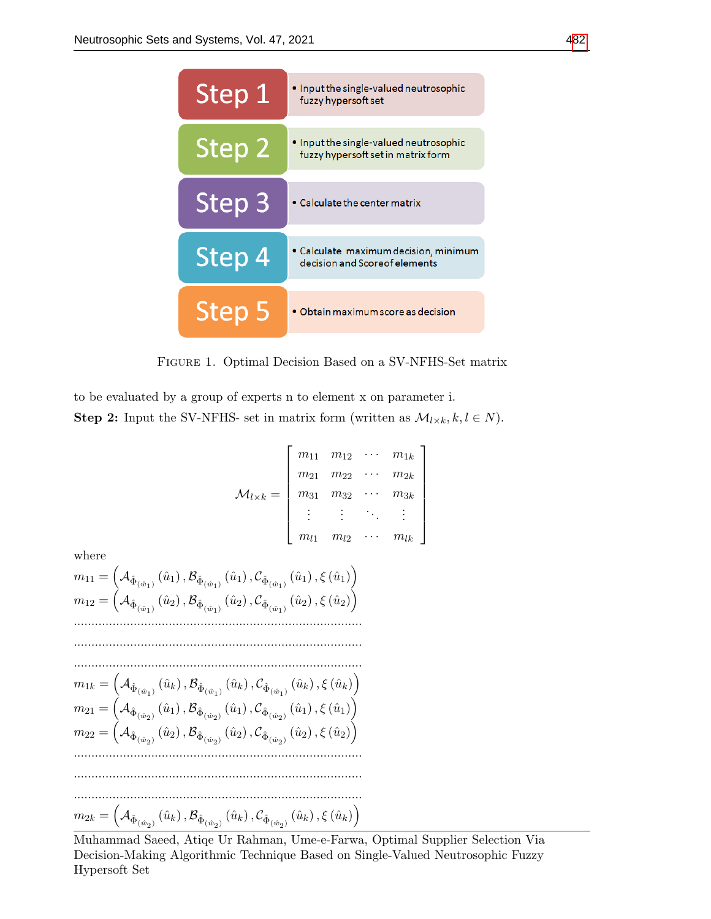- Step 1: Input the single-valued neutrosophic fuzzy hypersoft set
- Step 2: Input the single-valued neutrosophic fuzzy hypersoft set in matrix form
- Step 3: Calculate the center matrix
- Step 4: Calculate maximum decision, minimum decision and Score of elements
- Step 5: Obtain maximum score as decision

FIGURE 1. Optimal Decision Based on a SV-NFHS-Set matrix

to be evaluated by a group of experts n to element x on parameter i.

**Step 2:** Input the SV-NFHS- set in matrix form (written as $\mathcal{M}_{l\times k}, k, l \in N$).

$$\mathcal{M}_{l\times k} = \begin{bmatrix} m_{11} & m_{12} & \cdots & m_{1k} \\ m_{21} & m_{22} & \cdots & m_{2k} \\ m_{31} & m_{32} & \cdots & m_{3k} \\ \vdots & \vdots & \ddots & \vdots \\ m_{l1} & m_{l2} & \cdots & m_{lk} \end{bmatrix}$$

where

$$m_{11} = \left(\mathcal{A}_{\hat{\Phi}_{(\hat{w}_1)}}(\hat{u}_1), \mathcal{B}_{\hat{\Phi}_{(\hat{w}_1)}}(\hat{u}_1), \mathcal{C}_{\hat{\Phi}_{(\hat{w}_1)}}(\hat{u}_1), \xi(\hat{u}_1)\right)$$

$$m_{12} = \left(\mathcal{A}_{\hat{\Phi}_{(\hat{w}_1)}}(\hat{u}_2), \mathcal{B}_{\hat{\Phi}_{(\hat{w}_1)}}(\hat{u}_2), \mathcal{C}_{\hat{\Phi}_{(\hat{w}_1)}}(\hat{u}_2), \xi(\hat{u}_2)\right)$$

..........................................................................................

..........................................................................................

..........................................................................................

$$m_{1k} = \left(\mathcal{A}_{\hat{\Phi}_{(\hat{w}_1)}}(\hat{u}_k), \mathcal{B}_{\hat{\Phi}_{(\hat{w}_1)}}(\hat{u}_k), \mathcal{C}_{\hat{\Phi}_{(\hat{w}_1)}}(\hat{u}_k), \xi(\hat{u}_k)\right)$$

$$m_{21} = \left(\mathcal{A}_{\hat{\Phi}_{(\hat{w}_2)}}(\hat{u}_1), \mathcal{B}_{\hat{\Phi}_{(\hat{w}_2)}}(\hat{u}_1), \mathcal{C}_{\hat{\Phi}_{(\hat{w}_2)}}(\hat{u}_1), \xi(\hat{u}_1)\right)$$

$$m_{22} = \left(\mathcal{A}_{\hat{\Phi}_{(\hat{w}_2)}}(\hat{u}_2), \mathcal{B}_{\hat{\Phi}_{(\hat{w}_2)}}(\hat{u}_2), \mathcal{C}_{\hat{\Phi}_{(\hat{w}_2)}}(\hat{u}_2), \xi(\hat{u}_2)\right)$$

..........................................................................................

..........................................................................................

..........................................................................................

$$m_{2k} = \left(\mathcal{A}_{\hat{\Phi}_{(\hat{w}_2)}}(\hat{u}_k), \mathcal{B}_{\hat{\Phi}_{(\hat{w}_2)}}(\hat{u}_k), \mathcal{C}_{\hat{\Phi}_{(\hat{w}_2)}}(\hat{u}_k), \xi(\hat{u}_k)\right)$$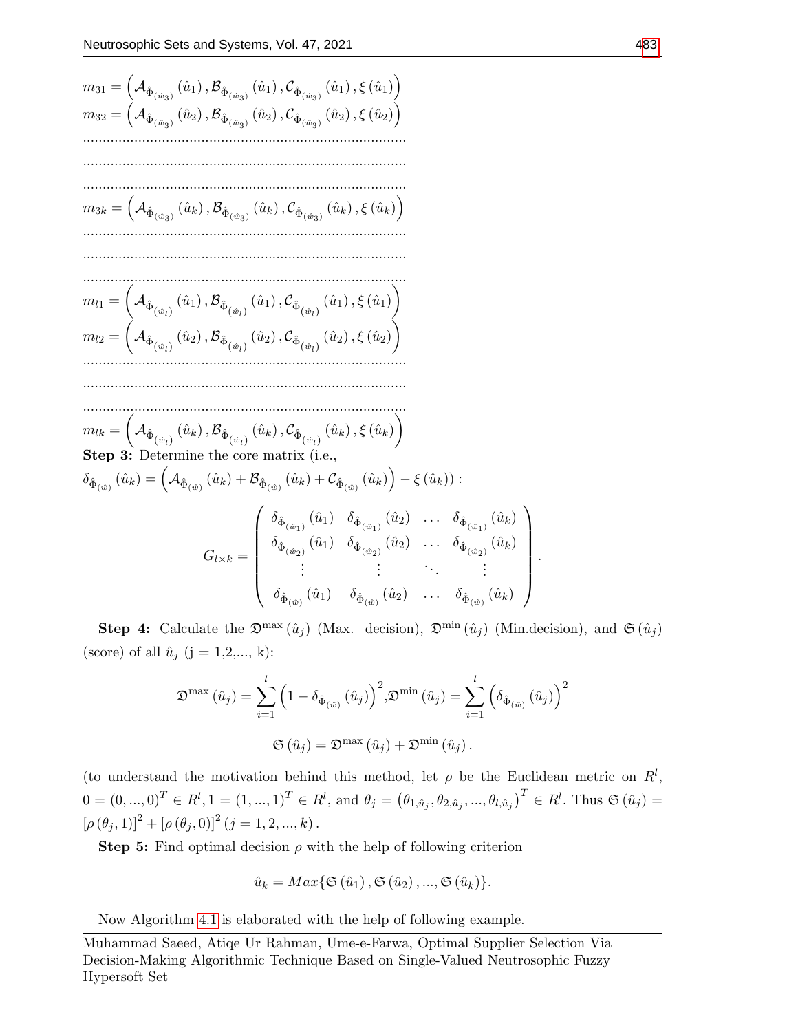$$m_{31} = \left(\mathcal{A}_{\hat{\Phi}_{(\hat{w}_3)}}(\hat{u}_1), \mathcal{B}_{\hat{\Phi}_{(\hat{w}_3)}}(\hat{u}_1), \mathcal{C}_{\hat{\Phi}_{(\hat{w}_3)}}(\hat{u}_1), \xi(\hat{u}_1)\right)$$
$$m_{32} = \left(\mathcal{A}_{\hat{\Phi}_{(\hat{w}_3)}}(\hat{u}_2), \mathcal{B}_{\hat{\Phi}_{(\hat{w}_3)}}(\hat{u}_2), \mathcal{C}_{\hat{\Phi}_{(\hat{w}_3)}}(\hat{u}_2), \xi(\hat{u}_2)\right)$$

...................................................................................

...................................................................................

...................................................................................

$$m_{3k} = \left(\mathcal{A}_{\hat{\Phi}_{(\hat{w}_3)}}(\hat{u}_k), \mathcal{B}_{\hat{\Phi}_{(\hat{w}_3)}}(\hat{u}_k), \mathcal{C}_{\hat{\Phi}_{(\hat{w}_3)}}(\hat{u}_k), \xi(\hat{u}_k)\right)$$

...................................................................................

...................................................................................

...................................................................................

$$m_{l1} = \left(\mathcal{A}_{\hat{\Phi}_{(\hat{w}_l)}}(\hat{u}_1), \mathcal{B}_{\hat{\Phi}_{(\hat{w}_l)}}(\hat{u}_1), \mathcal{C}_{\hat{\Phi}_{(\hat{w}_l)}}(\hat{u}_1), \xi(\hat{u}_1)\right)$$
$$m_{l2} = \left(\mathcal{A}_{\hat{\Phi}_{(\hat{w}_l)}}(\hat{u}_2), \mathcal{B}_{\hat{\Phi}_{(\hat{w}_l)}}(\hat{u}_2), \mathcal{C}_{\hat{\Phi}_{(\hat{w}_l)}}(\hat{u}_2), \xi(\hat{u}_2)\right)$$

...................................................................................

...................................................................................

...................................................................................

$$m_{lk} = \left(\mathcal{A}_{\hat{\Phi}_{(\hat{w}_l)}}(\hat{u}_k), \mathcal{B}_{\hat{\Phi}_{(\hat{w}_l)}}(\hat{u}_k), \mathcal{C}_{\hat{\Phi}_{(\hat{w}_l)}}(\hat{u}_k), \xi(\hat{u}_k)\right)$$

**Step 3:** Determine the core matrix (i.e., $\delta_{\hat{\Phi}_{(\hat{w})}}(\hat{u}_k) = \left(\mathcal{A}_{\hat{\Phi}_{(\hat{w})}}(\hat{u}_k) + \mathcal{B}_{\hat{\Phi}_{(\hat{w})}}(\hat{u}_k) + \mathcal{C}_{\hat{\Phi}_{(\hat{w})}}(\hat{u}_k)\right) - \xi(\hat{u}_k))$ :

$$G_{l\times k} = \begin{pmatrix} \delta_{\hat{\Phi}_{(\hat{w}_1)}}(\hat{u}_1) & \delta_{\hat{\Phi}_{(\hat{w}_1)}}(\hat{u}_2) & \dots & \delta_{\hat{\Phi}_{(\hat{w}_1)}}(\hat{u}_k) \\ \delta_{\hat{\Phi}_{(\hat{w}_2)}}(\hat{u}_1) & \delta_{\hat{\Phi}_{(\hat{w}_2)}}(\hat{u}_2) & \dots & \delta_{\hat{\Phi}_{(\hat{w}_2)}}(\hat{u}_k) \\ \vdots & \vdots & \ddots & \vdots \\ \delta_{\hat{\Phi}_{(\hat{w})}}(\hat{u}_1) & \delta_{\hat{\Phi}_{(\hat{w})}}(\hat{u}_2) & \dots & \delta_{\hat{\Phi}_{(\hat{w})}}(\hat{u}_k) \end{pmatrix}.$$

**Step 4:** Calculate the $\mathfrak{D}^{\max}(\hat{u}_j)$ (Max. decision), $\mathfrak{D}^{\min}(\hat{u}_j)$ (Min.decision), and $\mathfrak{S}(\hat{u}_j)$ (score) of all $\hat{u}_j$ (j = 1,2,..., k):

$$\mathfrak{D}^{\max}(\hat{u}_j) = \sum_{i=1}^{l}\left(1 - \delta_{\hat{\Phi}_{(\hat{w})}}(\hat{u}_j)\right)^2, \mathfrak{D}^{\min}(\hat{u}_j) = \sum_{i=1}^{l}\left(\delta_{\hat{\Phi}_{(\hat{w})}}(\hat{u}_j)\right)^2$$

$$\mathfrak{S}(\hat{u}_j) = \mathfrak{D}^{\max}(\hat{u}_j) + \mathfrak{D}^{\min}(\hat{u}_j).$$

(to understand the motivation behind this method, let $\rho$ be the Euclidean metric on $R^l$, $0 = (0,...,0)^T \in R^l, 1 = (1,...,1)^T \in R^l$, and $\theta_j = \left(\theta_{1,\hat{u}_j}, \theta_{2,\hat{u}_j}, ..., \theta_{l,\hat{u}_j}\right)^T \in R^l$. Thus $\mathfrak{S}(\hat{u}_j) = [\rho(\theta_j, 1)]^2 + [\rho(\theta_j, 0)]^2 \, (j = 1, 2, ..., k)$.

**Step 5:** Find optimal decision $\rho$ with the help of following criterion

$$\hat{u}_k = Max\{\mathfrak{S}(\hat{u}_1), \mathfrak{S}(\hat{u}_2), ..., \mathfrak{S}(\hat{u}_k)\}.$$

Now Algorithm 4.1 is elaborated with the help of following example.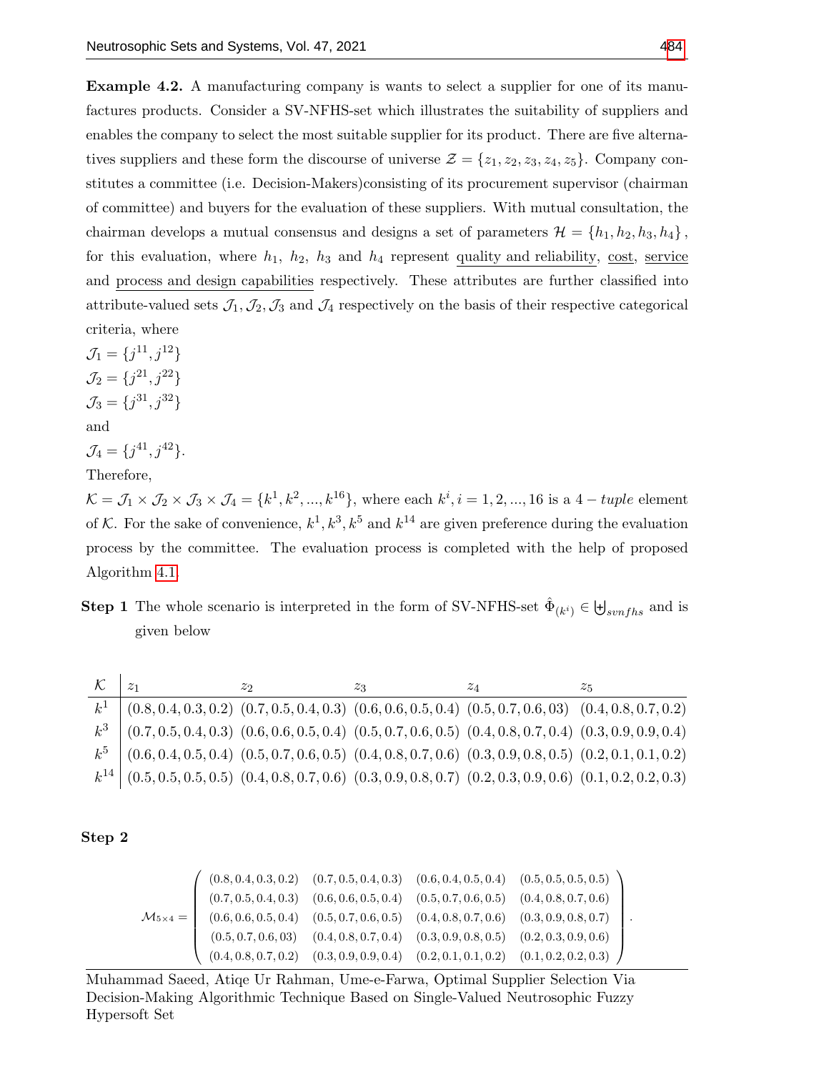**Example 4.2.** A manufacturing company is wants to select a supplier for one of its manufactures products. Consider a SV-NFHS-set which illustrates the suitability of suppliers and enables the company to select the most suitable supplier for its product. There are five alternatives suppliers and these form the discourse of universe $\mathcal{Z} = \{z_1, z_2, z_3, z_4, z_5\}$. Company constitutes a committee (i.e. Decision-Makers)consisting of its procurement supervisor (chairman of committee) and buyers for the evaluation of these suppliers. With mutual consultation, the chairman develops a mutual consensus and designs a set of parameters $\mathcal{H} = \{h_1, h_2, h_3, h_4\}$, for this evaluation, where $h_1$, $h_2$, $h_3$ and $h_4$ represent quality and reliability, cost, service and process and design capabilities respectively. These attributes are further classified into attribute-valued sets $\mathcal{J}_1, \mathcal{J}_2, \mathcal{J}_3$ and $\mathcal{J}_4$ respectively on the basis of their respective categorical criteria, where

$\mathcal{J}_1 = \{j^{11}, j^{12}\}$

$\mathcal{J}_2 = \{j^{21}, j^{22}\}$

$\mathcal{J}_3 = \{j^{31}, j^{32}\}$

and

$\mathcal{J}_4 = \{j^{41}, j^{42}\}$.

Therefore,

$\mathcal{K} = \mathcal{J}_1 \times \mathcal{J}_2 \times \mathcal{J}_3 \times \mathcal{J}_4 = \{k^1, k^2, ..., k^{16}\}$, where each $k^i, i = 1, 2, ..., 16$ is a $4 - tuple$ element of $\mathcal{K}$. For the sake of convenience, $k^1, k^3, k^5$ and $k^{14}$ are given preference during the evaluation process by the committee. The evaluation process is completed with the help of proposed Algorithm 4.1.

**Step 1** The whole scenario is interpreted in the form of SV-NFHS-set $\hat{\Phi}_{(k^i)} \in \biguplus_{svnfhs}$ and is given below

| $\mathcal{K}$ | $z_1$ | $z_2$ | $z_3$ | $z_4$ | $z_5$ |
|---|---|---|---|---|---|
| $k^1$ | $(0.8, 0.4, 0.3, 0.2)$ | $(0.7, 0.5, 0.4, 0.3)$ | $(0.6, 0.6, 0.5, 0.4)$ | $(0.5, 0.7, 0.6, 03)$ | $(0.4, 0.8, 0.7, 0.2)$ |
| $k^3$ | $(0.7, 0.5, 0.4, 0.3)$ | $(0.6, 0.6, 0.5, 0.4)$ | $(0.5, 0.7, 0.6, 0.5)$ | $(0.4, 0.8, 0.7, 0.4)$ | $(0.3, 0.9, 0.9, 0.4)$ |
| $k^5$ | $(0.6, 0.4, 0.5, 0.4)$ | $(0.5, 0.7, 0.6, 0.5)$ | $(0.4, 0.8, 0.7, 0.6)$ | $(0.3, 0.9, 0.8, 0.5)$ | $(0.2, 0.1, 0.1, 0.2)$ |
| $k^{14}$ | $(0.5, 0.5, 0.5, 0.5)$ | $(0.4, 0.8, 0.7, 0.6)$ | $(0.3, 0.9, 0.8, 0.7)$ | $(0.2, 0.3, 0.9, 0.6)$ | $(0.1, 0.2, 0.2, 0.3)$ |

**Step 2**

$$\mathcal{M}_{5\times 4} = \begin{pmatrix} (0.8, 0.4, 0.3, 0.2) & (0.7, 0.5, 0.4, 0.3) & (0.6, 0.4, 0.5, 0.4) & (0.5, 0.5, 0.5, 0.5) \\ (0.7, 0.5, 0.4, 0.3) & (0.6, 0.6, 0.5, 0.4) & (0.5, 0.7, 0.6, 0.5) & (0.4, 0.8, 0.7, 0.6) \\ (0.6, 0.6, 0.5, 0.4) & (0.5, 0.7, 0.6, 0.5) & (0.4, 0.8, 0.7, 0.6) & (0.3, 0.9, 0.8, 0.7) \\ (0.5, 0.7, 0.6, 03) & (0.4, 0.8, 0.7, 0.4) & (0.3, 0.9, 0.8, 0.5) & (0.2, 0.3, 0.9, 0.6) \\ (0.4, 0.8, 0.7, 0.2) & (0.3, 0.9, 0.9, 0.4) & (0.2, 0.1, 0.1, 0.2) & (0.1, 0.2, 0.2, 0.3) \end{pmatrix}.$$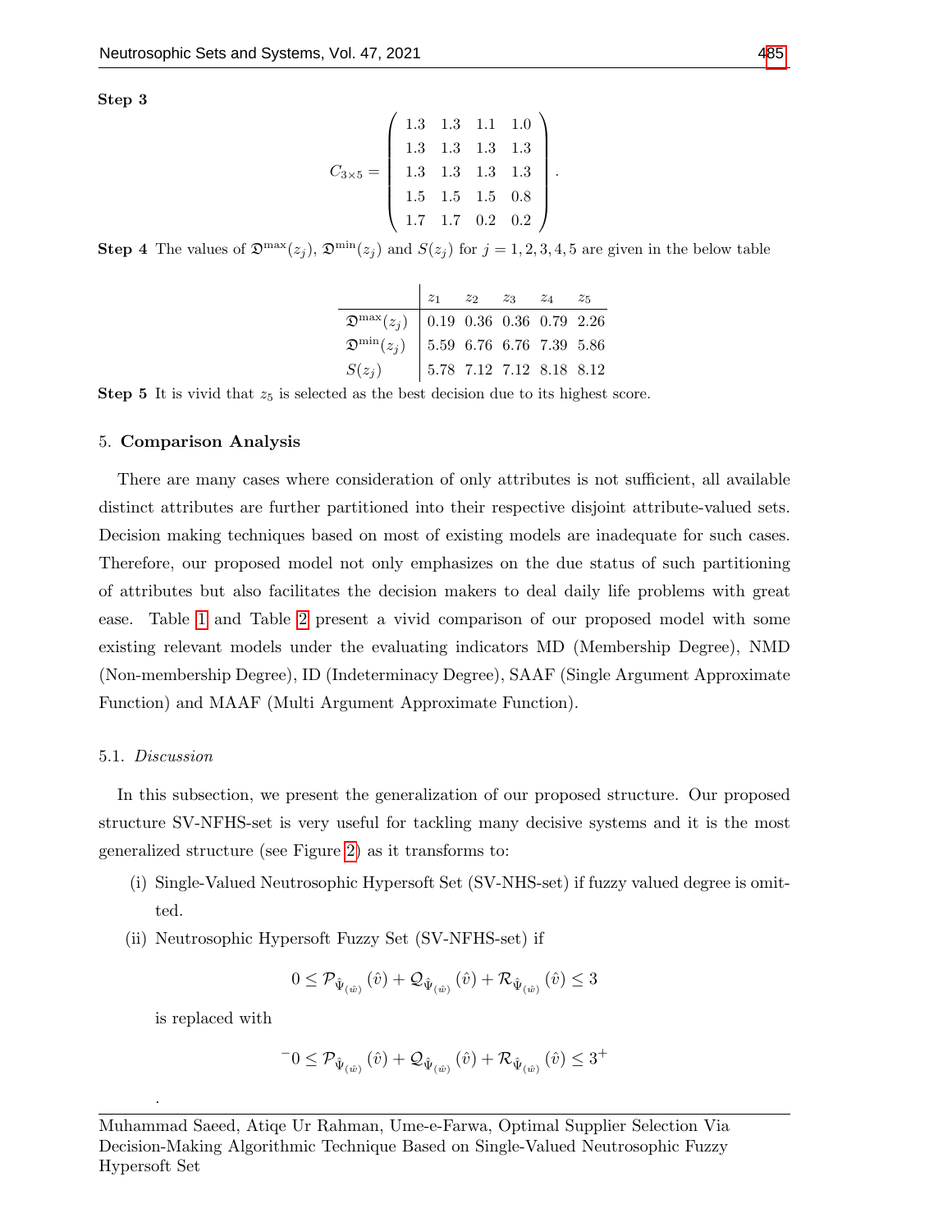**Step 3**

$$C_{3\times 5} = \begin{pmatrix} 1.3 & 1.3 & 1.1 & 1.0 \\ 1.3 & 1.3 & 1.3 & 1.3 \\ 1.3 & 1.3 & 1.3 & 1.3 \\ 1.5 & 1.5 & 1.5 & 0.8 \\ 1.7 & 1.7 & 0.2 & 0.2 \end{pmatrix}.$$

**Step 4** The values of $\mathfrak{D}^{\max}(z_j)$, $\mathfrak{D}^{\min}(z_j)$ and $S(z_j)$ for $j = 1, 2, 3, 4, 5$ are given in the below table

| | $z_1$ | $z_2$ | $z_3$ | $z_4$ | $z_5$ |
|---|---|---|---|---|---|
| $\mathfrak{D}^{\max}(z_j)$ | 0.19 | 0.36 | 0.36 | 0.79 | 2.26 |
| $\mathfrak{D}^{\min}(z_j)$ | 5.59 | 6.76 | 6.76 | 7.39 | 5.86 |
| $S(z_j)$ | 5.78 | 7.12 | 7.12 | 8.18 | 8.12 |

**Step 5** It is vivid that $z_5$ is selected as the best decision due to its highest score.

## 5. Comparison Analysis

There are many cases where consideration of only attributes is not sufficient, all available distinct attributes are further partitioned into their respective disjoint attribute-valued sets. Decision making techniques based on most of existing models are inadequate for such cases. Therefore, our proposed model not only emphasizes on the due status of such partitioning of attributes but also facilitates the decision makers to deal daily life problems with great ease. Table 1 and Table 2 present a vivid comparison of our proposed model with some existing relevant models under the evaluating indicators MD (Membership Degree), NMD (Non-membership Degree), ID (Indeterminacy Degree), SAAF (Single Argument Approximate Function) and MAAF (Multi Argument Approximate Function).

### 5.1. *Discussion*

In this subsection, we present the generalization of our proposed structure. Our proposed structure SV-NFHS-set is very useful for tackling many decisive systems and it is the most generalized structure (see Figure 2) as it transforms to:

(i) Single-Valued Neutrosophic Hypersoft Set (SV-NHS-set) if fuzzy valued degree is omitted.

(ii) Neutrosophic Hypersoft Fuzzy Set (SV-NFHS-set) if

$$0 \leq \mathcal{P}_{\hat{\Psi}_{(\hat{w})}}(\hat{v}) + \mathcal{Q}_{\hat{\Psi}_{(\hat{w})}}(\hat{v}) + \mathcal{R}_{\hat{\Psi}_{(\hat{w})}}(\hat{v}) \leq 3$$

is replaced with

$$^{-}0 \leq \mathcal{P}_{\hat{\Psi}_{(\hat{w})}}(\hat{v}) + \mathcal{Q}_{\hat{\Psi}_{(\hat{w})}}(\hat{v}) + \mathcal{R}_{\hat{\Psi}_{(\hat{w})}}(\hat{v}) \leq 3^{+}$$

.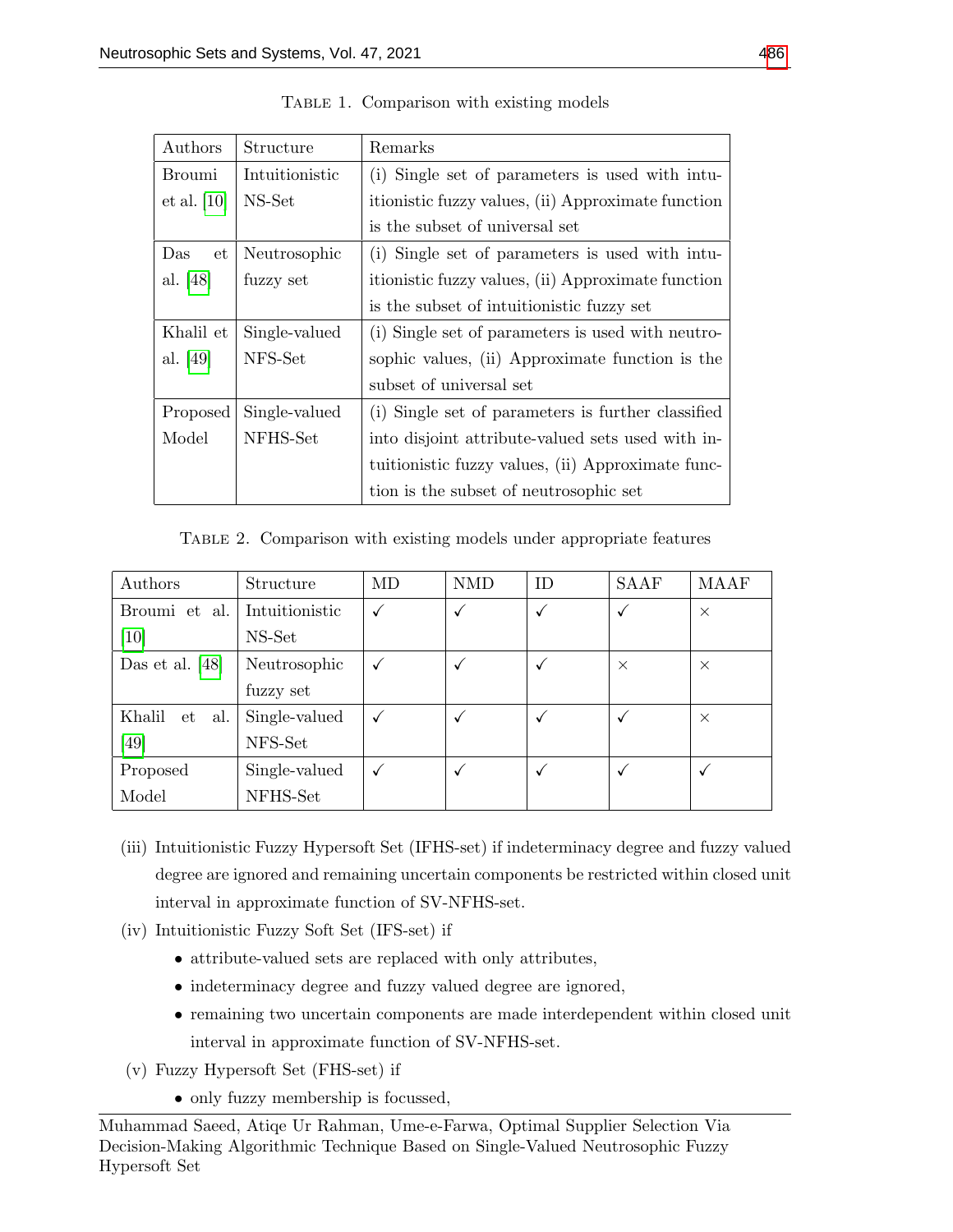TABLE 1. Comparison with existing models

| Authors | Structure | Remarks |
|---|---|---|
| Broumi et al. [10] | Intuitionistic NS-Set | (i) Single set of parameters is used with intuitionistic fuzzy values, (ii) Approximate function is the subset of universal set |
| Das et al. [48] | Neutrosophic fuzzy set | (i) Single set of parameters is used with intuitionistic fuzzy values, (ii) Approximate function is the subset of intuitionistic fuzzy set |
| Khalil et al. [49] | Single-valued NFS-Set | (i) Single set of parameters is used with neutrosophic values, (ii) Approximate function is the subset of universal set |
| Proposed Model | Single-valued NFHS-Set | (i) Single set of parameters is further classified into disjoint attribute-valued sets used with intuitionistic fuzzy values, (ii) Approximate function is the subset of neutrosophic set |

TABLE 2. Comparison with existing models under appropriate features

| Authors | Structure | MD | NMD | ID | SAAF | MAAF |
|---|---|---|---|---|---|---|
| Broumi et al. [10] | Intuitionistic NS-Set | ✓ | ✓ | ✓ | ✓ | × |
| Das et al. [48] | Neutrosophic fuzzy set | ✓ | ✓ | ✓ | × | × |
| Khalil et al. [49] | Single-valued NFS-Set | ✓ | ✓ | ✓ | ✓ | × |
| Proposed Model | Single-valued NFHS-Set | ✓ | ✓ | ✓ | ✓ | ✓ |

(iii) Intuitionistic Fuzzy Hypersoft Set (IFHS-set) if indeterminacy degree and fuzzy valued degree are ignored and remaining uncertain components be restricted within closed unit interval in approximate function of SV-NFHS-set.

(iv) Intuitionistic Fuzzy Soft Set (IFS-set) if

- attribute-valued sets are replaced with only attributes,
- indeterminacy degree and fuzzy valued degree are ignored,
- remaining two uncertain components are made interdependent within closed unit interval in approximate function of SV-NFHS-set.

(v) Fuzzy Hypersoft Set (FHS-set) if

- only fuzzy membership is focussed,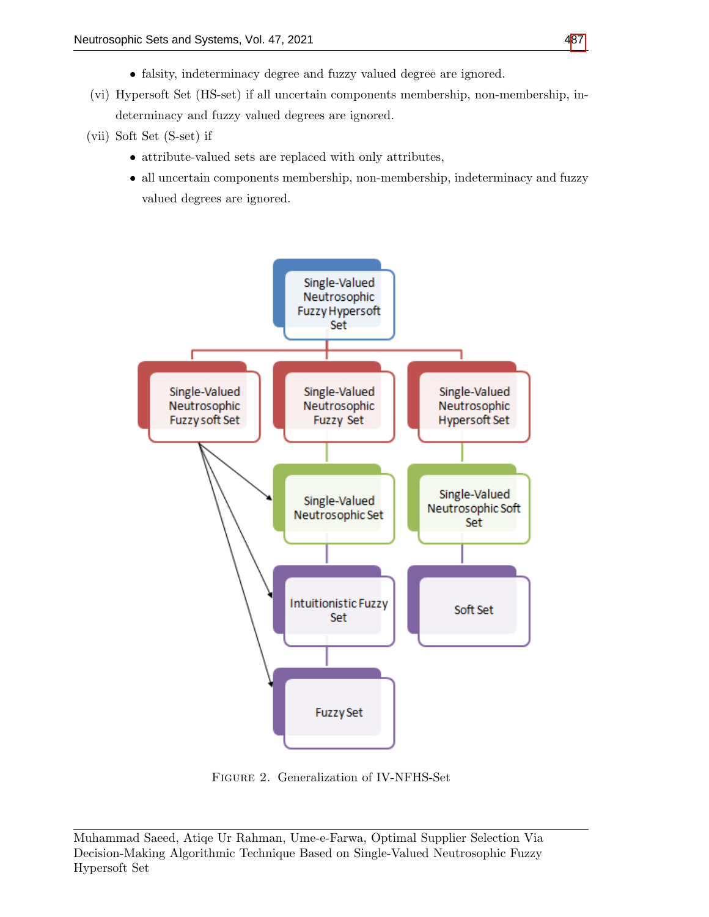- falsity, indeterminacy degree and fuzzy valued degree are ignored.

(vi) Hypersoft Set (HS-set) if all uncertain components membership, non-membership, indeterminacy and fuzzy valued degrees are ignored.

(vii) Soft Set (S-set) if

- attribute-valued sets are replaced with only attributes,
- all uncertain components membership, non-membership, indeterminacy and fuzzy valued degrees are ignored.

FIGURE 2. Generalization of IV-NFHS-Set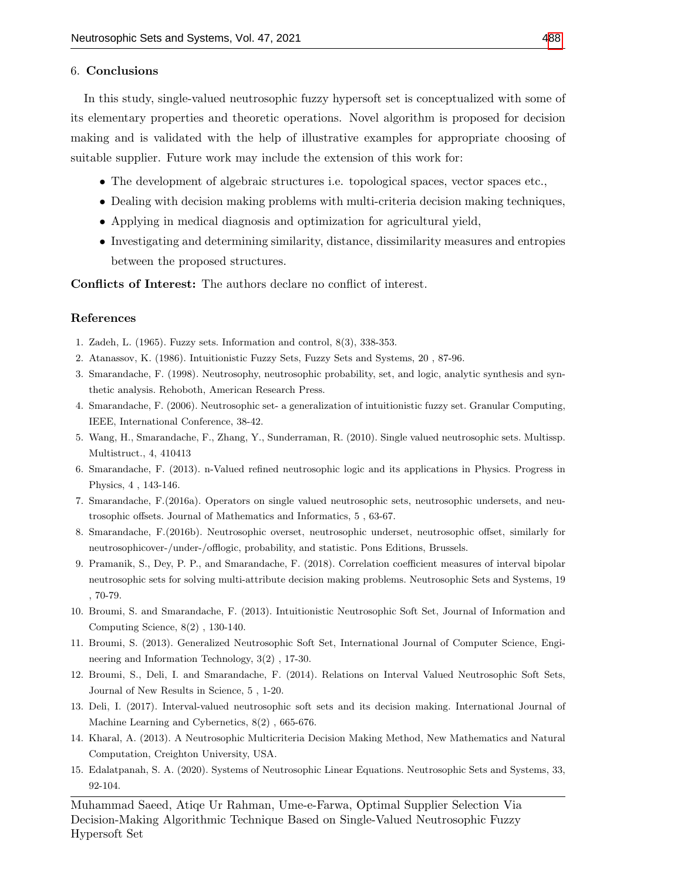## 6. Conclusions

In this study, single-valued neutrosophic fuzzy hypersoft set is conceptualized with some of its elementary properties and theoretic operations. Novel algorithm is proposed for decision making and is validated with the help of illustrative examples for appropriate choosing of suitable supplier. Future work may include the extension of this work for:

- The development of algebraic structures i.e. topological spaces, vector spaces etc.,
- Dealing with decision making problems with multi-criteria decision making techniques,
- Applying in medical diagnosis and optimization for agricultural yield,
- Investigating and determining similarity, distance, dissimilarity measures and entropies between the proposed structures.

**Conflicts of Interest:** The authors declare no conflict of interest.

## References

1. Zadeh, L. (1965). Fuzzy sets. Information and control, 8(3), 338-353.
2. Atanassov, K. (1986). Intuitionistic Fuzzy Sets, Fuzzy Sets and Systems, 20 , 87-96.
3. Smarandache, F. (1998). Neutrosophy, neutrosophic probability, set, and logic, analytic synthesis and synthetic analysis. Rehoboth, American Research Press.
4. Smarandache, F. (2006). Neutrosophic set- a generalization of intuitionistic fuzzy set. Granular Computing, IEEE, International Conference, 38-42.
5. Wang, H., Smarandache, F., Zhang, Y., Sunderraman, R. (2010). Single valued neutrosophic sets. Multissp. Multistruct., 4, 410413
6. Smarandache, F. (2013). n-Valued refined neutrosophic logic and its applications in Physics. Progress in Physics, 4 , 143-146.
7. Smarandache, F.(2016a). Operators on single valued neutrosophic sets, neutrosophic undersets, and neutrosophic offsets. Journal of Mathematics and Informatics, 5 , 63-67.
8. Smarandache, F.(2016b). Neutrosophic overset, neutrosophic underset, neutrosophic offset, similarly for neutrosophicover-/under-/offlogic, probability, and statistic. Pons Editions, Brussels.
9. Pramanik, S., Dey, P. P., and Smarandache, F. (2018). Correlation coefficient measures of interval bipolar neutrosophic sets for solving multi-attribute decision making problems. Neutrosophic Sets and Systems, 19 , 70-79.
10. Broumi, S. and Smarandache, F. (2013). Intuitionistic Neutrosophic Soft Set, Journal of Information and Computing Science, 8(2) , 130-140.
11. Broumi, S. (2013). Generalized Neutrosophic Soft Set, International Journal of Computer Science, Engineering and Information Technology, 3(2) , 17-30.
12. Broumi, S., Deli, I. and Smarandache, F. (2014). Relations on Interval Valued Neutrosophic Soft Sets, Journal of New Results in Science, 5 , 1-20.
13. Deli, I. (2017). Interval-valued neutrosophic soft sets and its decision making. International Journal of Machine Learning and Cybernetics, 8(2) , 665-676.
14. Kharal, A. (2013). A Neutrosophic Multicriteria Decision Making Method, New Mathematics and Natural Computation, Creighton University, USA.
15. Edalatpanah, S. A. (2020). Systems of Neutrosophic Linear Equations. Neutrosophic Sets and Systems, 33, 92-104.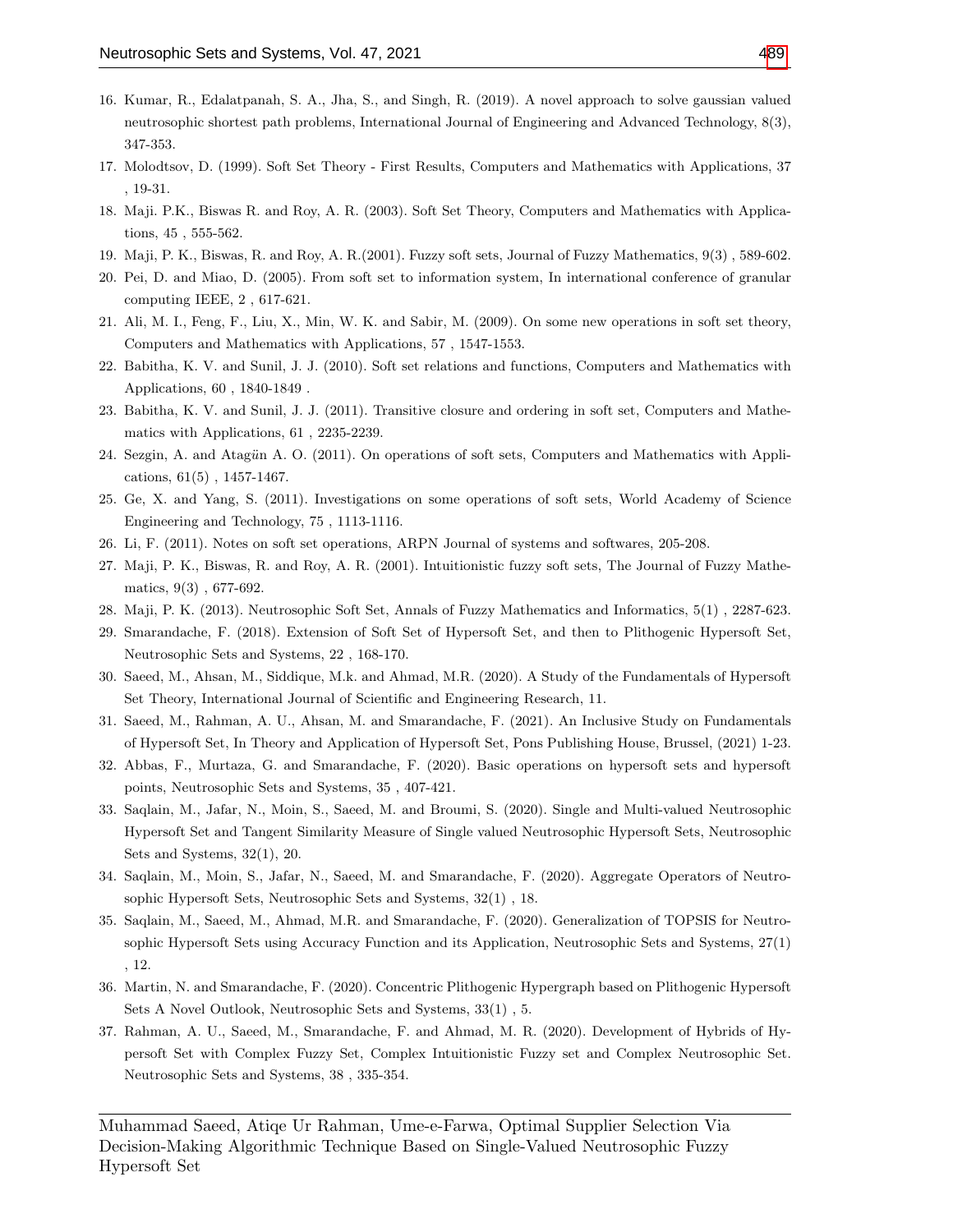16. Kumar, R., Edalatpanah, S. A., Jha, S., and Singh, R. (2019). A novel approach to solve gaussian valued neutrosophic shortest path problems, International Journal of Engineering and Advanced Technology, 8(3), 347-353.
17. Molodtsov, D. (1999). Soft Set Theory - First Results, Computers and Mathematics with Applications, 37 , 19-31.
18. Maji. P.K., Biswas R. and Roy, A. R. (2003). Soft Set Theory, Computers and Mathematics with Applications, 45 , 555-562.
19. Maji, P. K., Biswas, R. and Roy, A. R.(2001). Fuzzy soft sets, Journal of Fuzzy Mathematics, 9(3) , 589-602.
20. Pei, D. and Miao, D. (2005). From soft set to information system, In international conference of granular computing IEEE, 2 , 617-621.
21. Ali, M. I., Feng, F., Liu, X., Min, W. K. and Sabir, M. (2009). On some new operations in soft set theory, Computers and Mathematics with Applications, 57 , 1547-1553.
22. Babitha, K. V. and Sunil, J. J. (2010). Soft set relations and functions, Computers and Mathematics with Applications, 60 , 1840-1849 .
23. Babitha, K. V. and Sunil, J. J. (2011). Transitive closure and ordering in soft set, Computers and Mathematics with Applications, 61 , 2235-2239.
24. Sezgin, A. and Atagün A. O. (2011). On operations of soft sets, Computers and Mathematics with Applications, 61(5) , 1457-1467.
25. Ge, X. and Yang, S. (2011). Investigations on some operations of soft sets, World Academy of Science Engineering and Technology, 75 , 1113-1116.
26. Li, F. (2011). Notes on soft set operations, ARPN Journal of systems and softwares, 205-208.
27. Maji, P. K., Biswas, R. and Roy, A. R. (2001). Intuitionistic fuzzy soft sets, The Journal of Fuzzy Mathematics, 9(3) , 677-692.
28. Maji, P. K. (2013). Neutrosophic Soft Set, Annals of Fuzzy Mathematics and Informatics, 5(1) , 2287-623.
29. Smarandache, F. (2018). Extension of Soft Set of Hypersoft Set, and then to Plithogenic Hypersoft Set, Neutrosophic Sets and Systems, 22 , 168-170.
30. Saeed, M., Ahsan, M., Siddique, M.k. and Ahmad, M.R. (2020). A Study of the Fundamentals of Hypersoft Set Theory, International Journal of Scientific and Engineering Research, 11.
31. Saeed, M., Rahman, A. U., Ahsan, M. and Smarandache, F. (2021). An Inclusive Study on Fundamentals of Hypersoft Set, In Theory and Application of Hypersoft Set, Pons Publishing House, Brussel, (2021) 1-23.
32. Abbas, F., Murtaza, G. and Smarandache, F. (2020). Basic operations on hypersoft sets and hypersoft points, Neutrosophic Sets and Systems, 35 , 407-421.
33. Saqlain, M., Jafar, N., Moin, S., Saeed, M. and Broumi, S. (2020). Single and Multi-valued Neutrosophic Hypersoft Set and Tangent Similarity Measure of Single valued Neutrosophic Hypersoft Sets, Neutrosophic Sets and Systems, 32(1), 20.
34. Saqlain, M., Moin, S., Jafar, N., Saeed, M. and Smarandache, F. (2020). Aggregate Operators of Neutrosophic Hypersoft Sets, Neutrosophic Sets and Systems, 32(1) , 18.
35. Saqlain, M., Saeed, M., Ahmad, M.R. and Smarandache, F. (2020). Generalization of TOPSIS for Neutrosophic Hypersoft Sets using Accuracy Function and its Application, Neutrosophic Sets and Systems, 27(1) , 12.
36. Martin, N. and Smarandache, F. (2020). Concentric Plithogenic Hypergraph based on Plithogenic Hypersoft Sets A Novel Outlook, Neutrosophic Sets and Systems, 33(1) , 5.
37. Rahman, A. U., Saeed, M., Smarandache, F. and Ahmad, M. R. (2020). Development of Hybrids of Hypersoft Set with Complex Fuzzy Set, Complex Intuitionistic Fuzzy set and Complex Neutrosophic Set. Neutrosophic Sets and Systems, 38 , 335-354.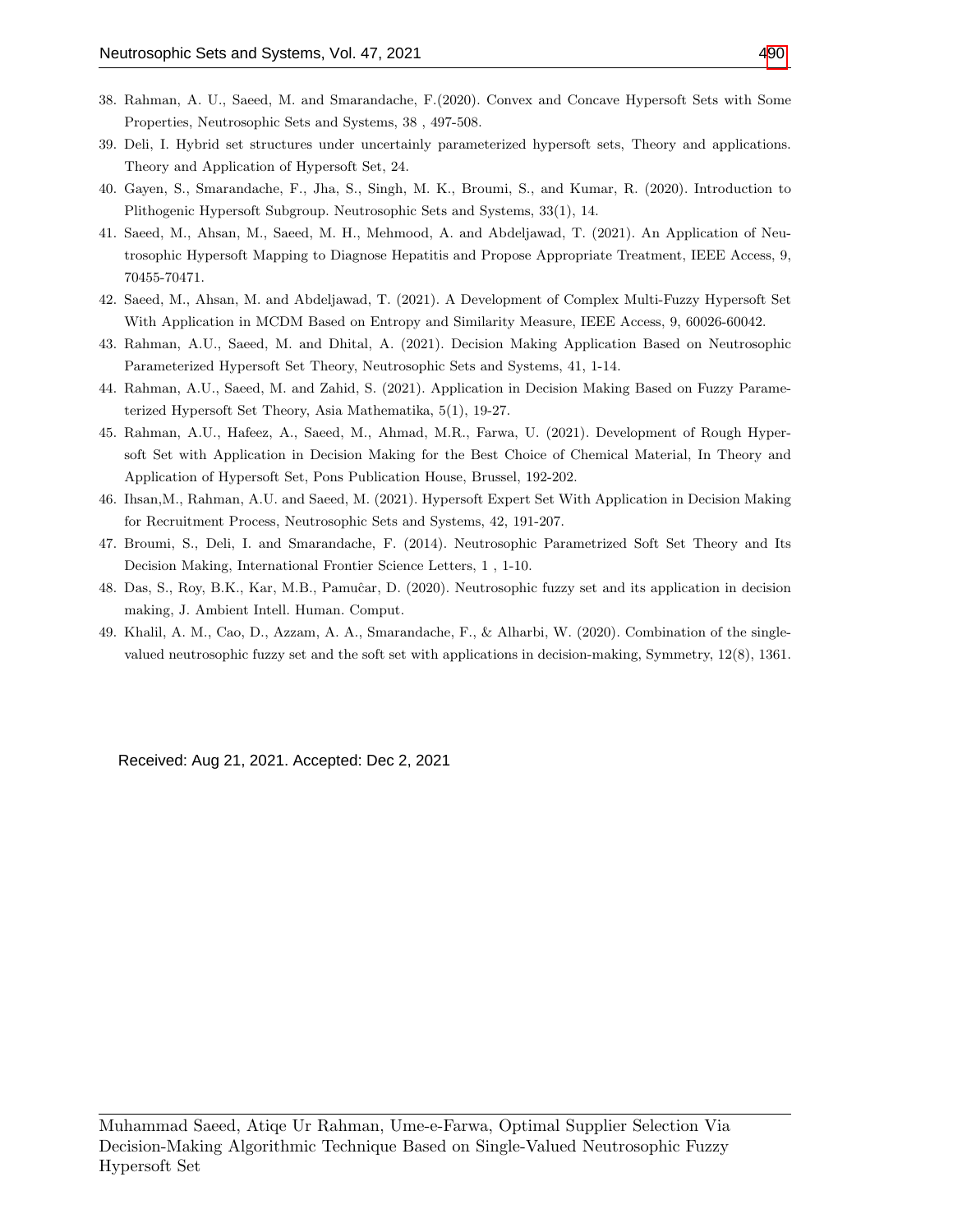38. Rahman, A. U., Saeed, M. and Smarandache, F.(2020). Convex and Concave Hypersoft Sets with Some Properties, Neutrosophic Sets and Systems, 38 , 497-508.
39. Deli, I. Hybrid set structures under uncertainly parameterized hypersoft sets, Theory and applications. Theory and Application of Hypersoft Set, 24.
40. Gayen, S., Smarandache, F., Jha, S., Singh, M. K., Broumi, S., and Kumar, R. (2020). Introduction to Plithogenic Hypersoft Subgroup. Neutrosophic Sets and Systems, 33(1), 14.
41. Saeed, M., Ahsan, M., Saeed, M. H., Mehmood, A. and Abdeljawad, T. (2021). An Application of Neutrosophic Hypersoft Mapping to Diagnose Hepatitis and Propose Appropriate Treatment, IEEE Access, 9, 70455-70471.
42. Saeed, M., Ahsan, M. and Abdeljawad, T. (2021). A Development of Complex Multi-Fuzzy Hypersoft Set With Application in MCDM Based on Entropy and Similarity Measure, IEEE Access, 9, 60026-60042.
43. Rahman, A.U., Saeed, M. and Dhital, A. (2021). Decision Making Application Based on Neutrosophic Parameterized Hypersoft Set Theory, Neutrosophic Sets and Systems, 41, 1-14.
44. Rahman, A.U., Saeed, M. and Zahid, S. (2021). Application in Decision Making Based on Fuzzy Parameterized Hypersoft Set Theory, Asia Mathematika, 5(1), 19-27.
45. Rahman, A.U., Hafeez, A., Saeed, M., Ahmad, M.R., Farwa, U. (2021). Development of Rough Hypersoft Set with Application in Decision Making for the Best Choice of Chemical Material, In Theory and Application of Hypersoft Set, Pons Publication House, Brussel, 192-202.
46. Ihsan,M., Rahman, A.U. and Saeed, M. (2021). Hypersoft Expert Set With Application in Decision Making for Recruitment Process, Neutrosophic Sets and Systems, 42, 191-207.
47. Broumi, S., Deli, I. and Smarandache, F. (2014). Neutrosophic Parametrized Soft Set Theory and Its Decision Making, International Frontier Science Letters, 1 , 1-10.
48. Das, S., Roy, B.K., Kar, M.B., Pamuĉar, D. (2020). Neutrosophic fuzzy set and its application in decision making, J. Ambient Intell. Human. Comput.
49. Khalil, A. M., Cao, D., Azzam, A. A., Smarandache, F., & Alharbi, W. (2020). Combination of the single-valued neutrosophic fuzzy set and the soft set with applications in decision-making, Symmetry, 12(8), 1361.

Received: Aug 21, 2021. Accepted: Dec 2, 2021